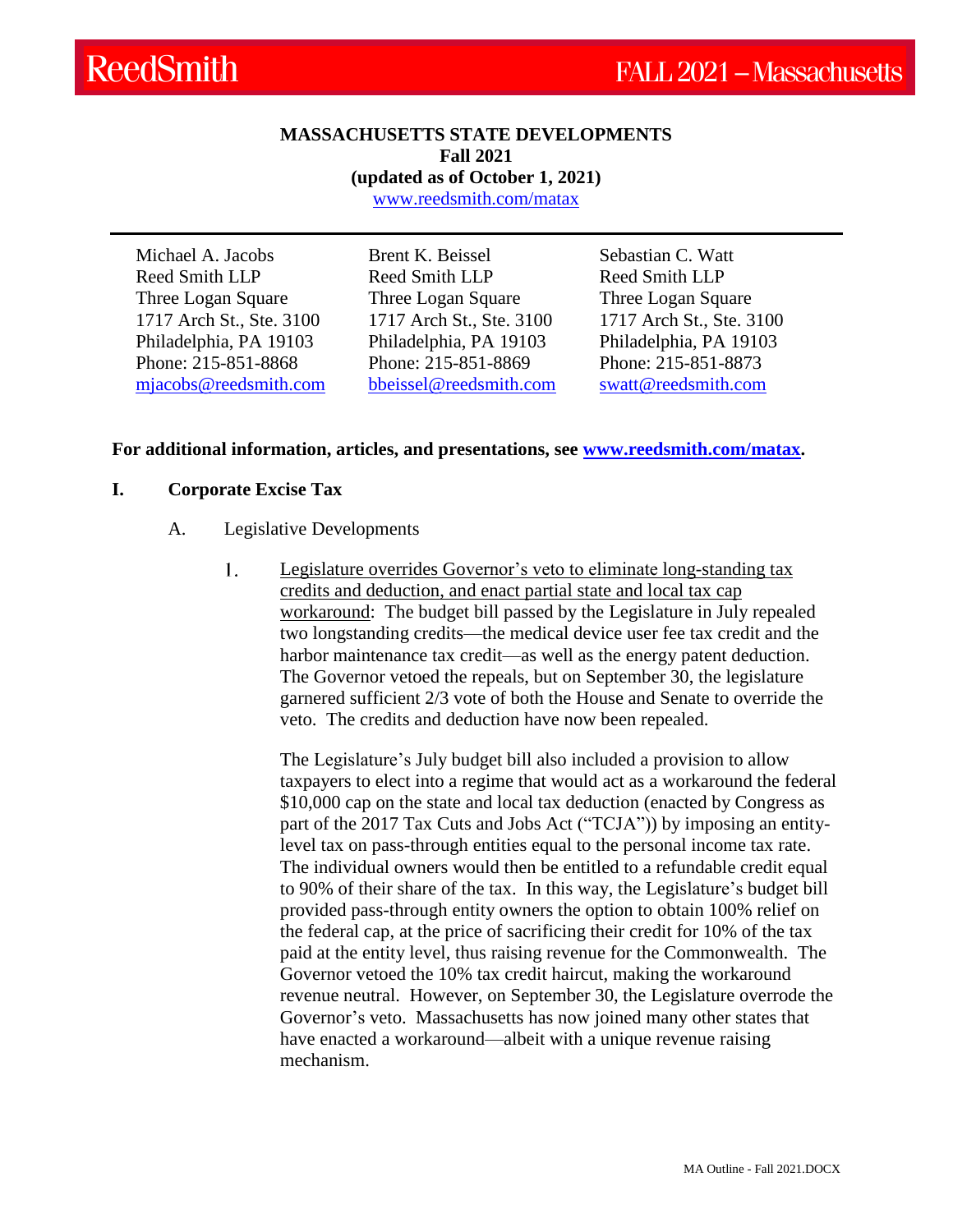# MASSACHUSETTS STATE DEVELOPMENTS
**Fall 2021**
**(updated as of October 1, 2021)**
www.reedsmith.com/matax

| | | |
|---|---|---|
| Michael A. Jacobs | Brent K. Beissel | Sebastian C. Watt |
| Reed Smith LLP | Reed Smith LLP | Reed Smith LLP |
| Three Logan Square | Three Logan Square | Three Logan Square |
| 1717 Arch St., Ste. 3100 | 1717 Arch St., Ste. 3100 | 1717 Arch St., Ste. 3100 |
| Philadelphia, PA 19103 | Philadelphia, PA 19103 | Philadelphia, PA 19103 |
| Phone: 215-851-8868 | Phone: 215-851-8869 | Phone: 215-851-8873 |
| mjacobs@reedsmith.com | bbeissel@reedsmith.com | swatt@reedsmith.com |

**For additional information, articles, and presentations, see www.reedsmith.com/matax.**

## I. Corporate Excise Tax

### A. Legislative Developments

1. Legislature overrides Governor's veto to eliminate long-standing tax credits and deduction, and enact partial state and local tax cap workaround: The budget bill passed by the Legislature in July repealed two longstanding credits—the medical device user fee tax credit and the harbor maintenance tax credit—as well as the energy patent deduction. The Governor vetoed the repeals, but on September 30, the legislature garnered sufficient 2/3 vote of both the House and Senate to override the veto. The credits and deduction have now been repealed.

   The Legislature's July budget bill also included a provision to allow taxpayers to elect into a regime that would act as a workaround the federal $10,000 cap on the state and local tax deduction (enacted by Congress as part of the 2017 Tax Cuts and Jobs Act ("TCJA")) by imposing an entity-level tax on pass-through entities equal to the personal income tax rate. The individual owners would then be entitled to a refundable credit equal to 90% of their share of the tax. In this way, the Legislature's budget bill provided pass-through entity owners the option to obtain 100% relief on the federal cap, at the price of sacrificing their credit for 10% of the tax paid at the entity level, thus raising revenue for the Commonwealth. The Governor vetoed the 10% tax credit haircut, making the workaround revenue neutral. However, on September 30, the Legislature overrode the Governor's veto. Massachusetts has now joined many other states that have enacted a workaround—albeit with a unique revenue raising mechanism.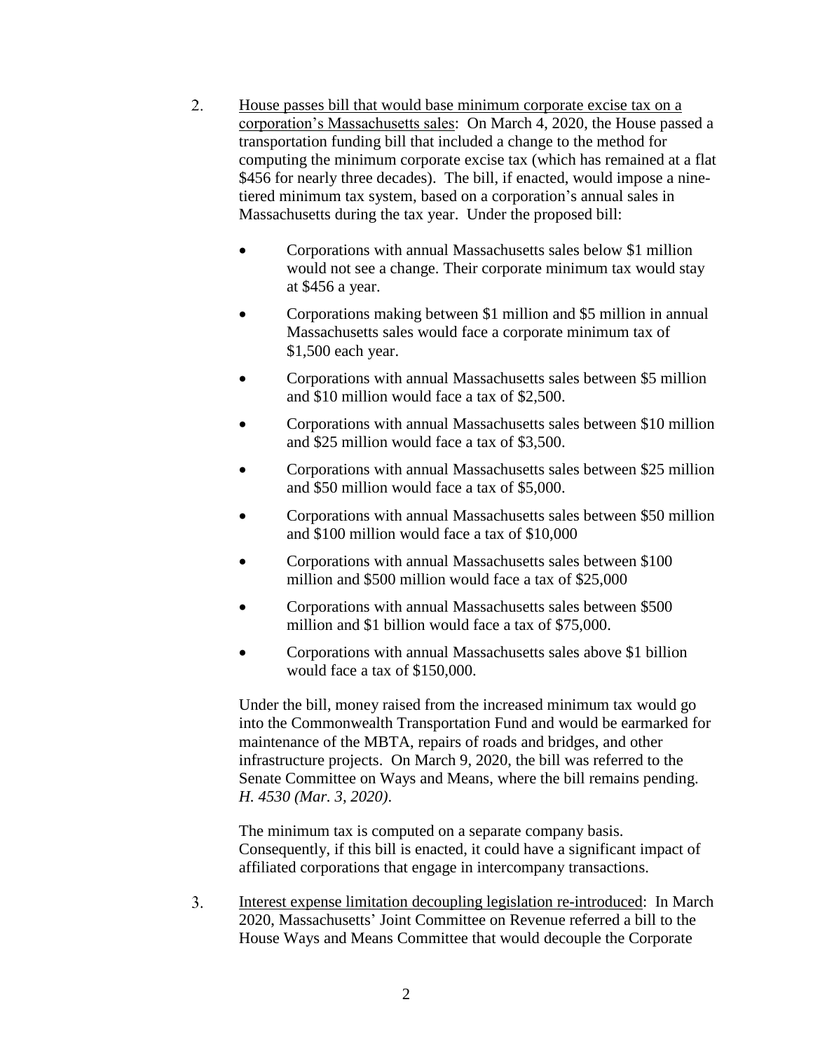2. <u>House passes bill that would base minimum corporate excise tax on a corporation's Massachusetts sales</u>: On March 4, 2020, the House passed a transportation funding bill that included a change to the method for computing the minimum corporate excise tax (which has remained at a flat $456 for nearly three decades). The bill, if enacted, would impose a nine-tiered minimum tax system, based on a corporation's annual sales in Massachusetts during the tax year. Under the proposed bill:

   - Corporations with annual Massachusetts sales below $1 million would not see a change. Their corporate minimum tax would stay at $456 a year.
   - Corporations making between $1 million and $5 million in annual Massachusetts sales would face a corporate minimum tax of $1,500 each year.
   - Corporations with annual Massachusetts sales between $5 million and $10 million would face a tax of $2,500.
   - Corporations with annual Massachusetts sales between $10 million and $25 million would face a tax of $3,500.
   - Corporations with annual Massachusetts sales between $25 million and $50 million would face a tax of $5,000.
   - Corporations with annual Massachusetts sales between $50 million and $100 million would face a tax of $10,000
   - Corporations with annual Massachusetts sales between $100 million and $500 million would face a tax of $25,000
   - Corporations with annual Massachusetts sales between $500 million and $1 billion would face a tax of $75,000.
   - Corporations with annual Massachusetts sales above $1 billion would face a tax of $150,000.

   Under the bill, money raised from the increased minimum tax would go into the Commonwealth Transportation Fund and would be earmarked for maintenance of the MBTA, repairs of roads and bridges, and other infrastructure projects. On March 9, 2020, the bill was referred to the Senate Committee on Ways and Means, where the bill remains pending. *H. 4530 (Mar. 3, 2020)*.

   The minimum tax is computed on a separate company basis. Consequently, if this bill is enacted, it could have a significant impact of affiliated corporations that engage in intercompany transactions.

3. <u>Interest expense limitation decoupling legislation re-introduced</u>: In March 2020, Massachusetts' Joint Committee on Revenue referred a bill to the House Ways and Means Committee that would decouple the Corporate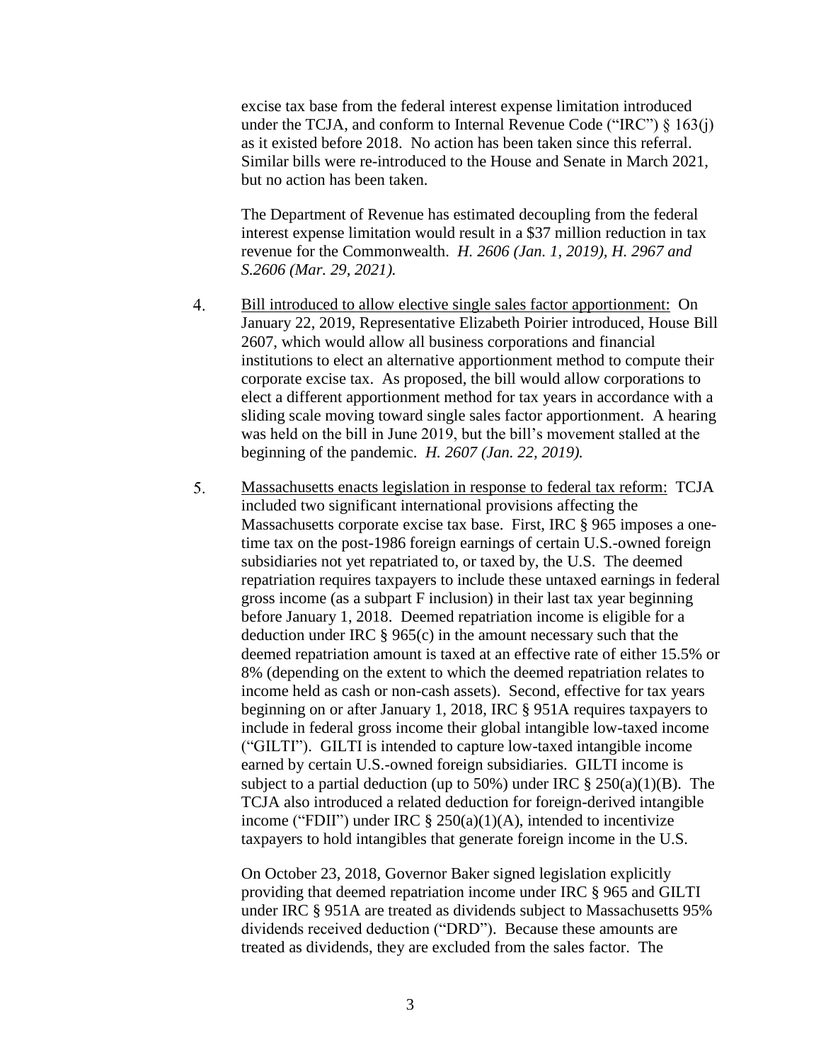excise tax base from the federal interest expense limitation introduced under the TCJA, and conform to Internal Revenue Code ("IRC") § 163(j) as it existed before 2018. No action has been taken since this referral. Similar bills were re-introduced to the House and Senate in March 2021, but no action has been taken.

The Department of Revenue has estimated decoupling from the federal interest expense limitation would result in a $37 million reduction in tax revenue for the Commonwealth. *H. 2606 (Jan. 1, 2019), H. 2967 and S.2606 (Mar. 29, 2021).*

4. <u>Bill introduced to allow elective single sales factor apportionment:</u> On January 22, 2019, Representative Elizabeth Poirier introduced, House Bill 2607, which would allow all business corporations and financial institutions to elect an alternative apportionment method to compute their corporate excise tax. As proposed, the bill would allow corporations to elect a different apportionment method for tax years in accordance with a sliding scale moving toward single sales factor apportionment. A hearing was held on the bill in June 2019, but the bill's movement stalled at the beginning of the pandemic. *H. 2607 (Jan. 22, 2019).*

5. <u>Massachusetts enacts legislation in response to federal tax reform:</u> TCJA included two significant international provisions affecting the Massachusetts corporate excise tax base. First, IRC § 965 imposes a one-time tax on the post-1986 foreign earnings of certain U.S.-owned foreign subsidiaries not yet repatriated to, or taxed by, the U.S. The deemed repatriation requires taxpayers to include these untaxed earnings in federal gross income (as a subpart F inclusion) in their last tax year beginning before January 1, 2018. Deemed repatriation income is eligible for a deduction under IRC § 965(c) in the amount necessary such that the deemed repatriation amount is taxed at an effective rate of either 15.5% or 8% (depending on the extent to which the deemed repatriation relates to income held as cash or non-cash assets). Second, effective for tax years beginning on or after January 1, 2018, IRC § 951A requires taxpayers to include in federal gross income their global intangible low-taxed income ("GILTI"). GILTI is intended to capture low-taxed intangible income earned by certain U.S.-owned foreign subsidiaries. GILTI income is subject to a partial deduction (up to 50%) under IRC § 250(a)(1)(B). The TCJA also introduced a related deduction for foreign-derived intangible income ("FDII") under IRC § 250(a)(1)(A), intended to incentivize taxpayers to hold intangibles that generate foreign income in the U.S.

On October 23, 2018, Governor Baker signed legislation explicitly providing that deemed repatriation income under IRC § 965 and GILTI under IRC § 951A are treated as dividends subject to Massachusetts 95% dividends received deduction ("DRD"). Because these amounts are treated as dividends, they are excluded from the sales factor. The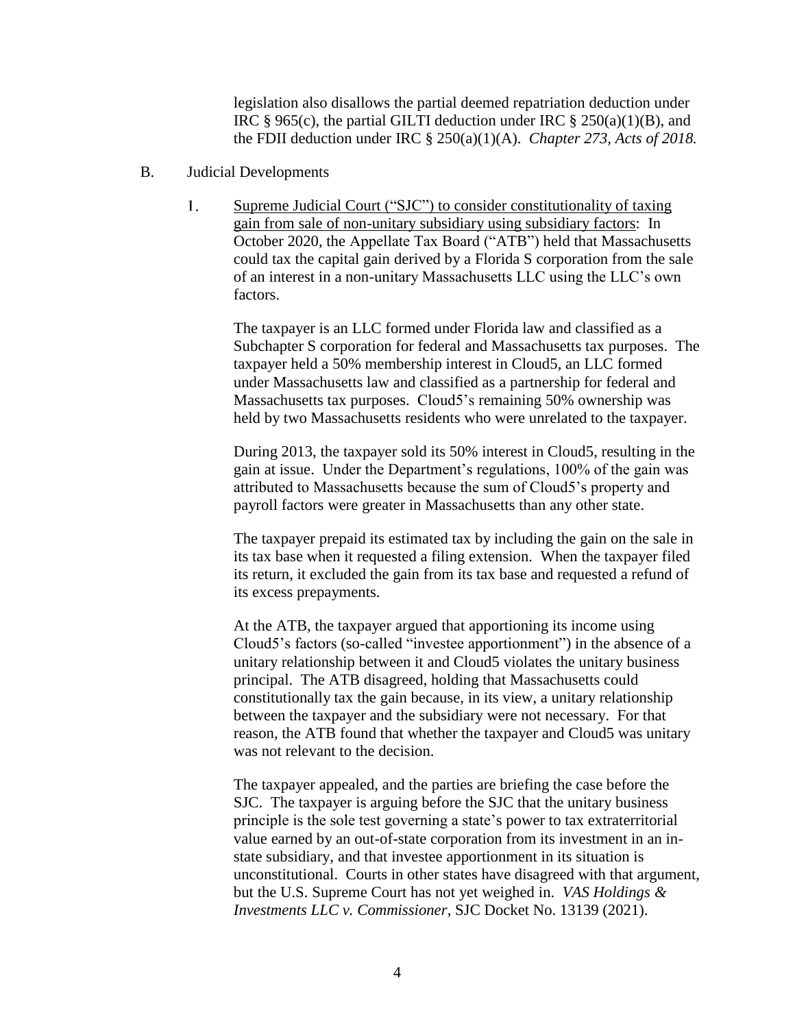legislation also disallows the partial deemed repatriation deduction under IRC § 965(c), the partial GILTI deduction under IRC § 250(a)(1)(B), and the FDII deduction under IRC § 250(a)(1)(A). *Chapter 273, Acts of 2018.*

B. Judicial Developments

1. Supreme Judicial Court ("SJC") to consider constitutionality of taxing gain from sale of non-unitary subsidiary using subsidiary factors: In October 2020, the Appellate Tax Board ("ATB") held that Massachusetts could tax the capital gain derived by a Florida S corporation from the sale of an interest in a non-unitary Massachusetts LLC using the LLC's own factors.

   The taxpayer is an LLC formed under Florida law and classified as a Subchapter S corporation for federal and Massachusetts tax purposes. The taxpayer held a 50% membership interest in Cloud5, an LLC formed under Massachusetts law and classified as a partnership for federal and Massachusetts tax purposes. Cloud5's remaining 50% ownership was held by two Massachusetts residents who were unrelated to the taxpayer.

   During 2013, the taxpayer sold its 50% interest in Cloud5, resulting in the gain at issue. Under the Department's regulations, 100% of the gain was attributed to Massachusetts because the sum of Cloud5's property and payroll factors were greater in Massachusetts than any other state.

   The taxpayer prepaid its estimated tax by including the gain on the sale in its tax base when it requested a filing extension. When the taxpayer filed its return, it excluded the gain from its tax base and requested a refund of its excess prepayments.

   At the ATB, the taxpayer argued that apportioning its income using Cloud5's factors (so-called "investee apportionment") in the absence of a unitary relationship between it and Cloud5 violates the unitary business principal. The ATB disagreed, holding that Massachusetts could constitutionally tax the gain because, in its view, a unitary relationship between the taxpayer and the subsidiary were not necessary. For that reason, the ATB found that whether the taxpayer and Cloud5 was unitary was not relevant to the decision.

   The taxpayer appealed, and the parties are briefing the case before the SJC. The taxpayer is arguing before the SJC that the unitary business principle is the sole test governing a state's power to tax extraterritorial value earned by an out-of-state corporation from its investment in an in-state subsidiary, and that investee apportionment in its situation is unconstitutional. Courts in other states have disagreed with that argument, but the U.S. Supreme Court has not yet weighed in. *VAS Holdings & Investments LLC v. Commissioner*, SJC Docket No. 13139 (2021).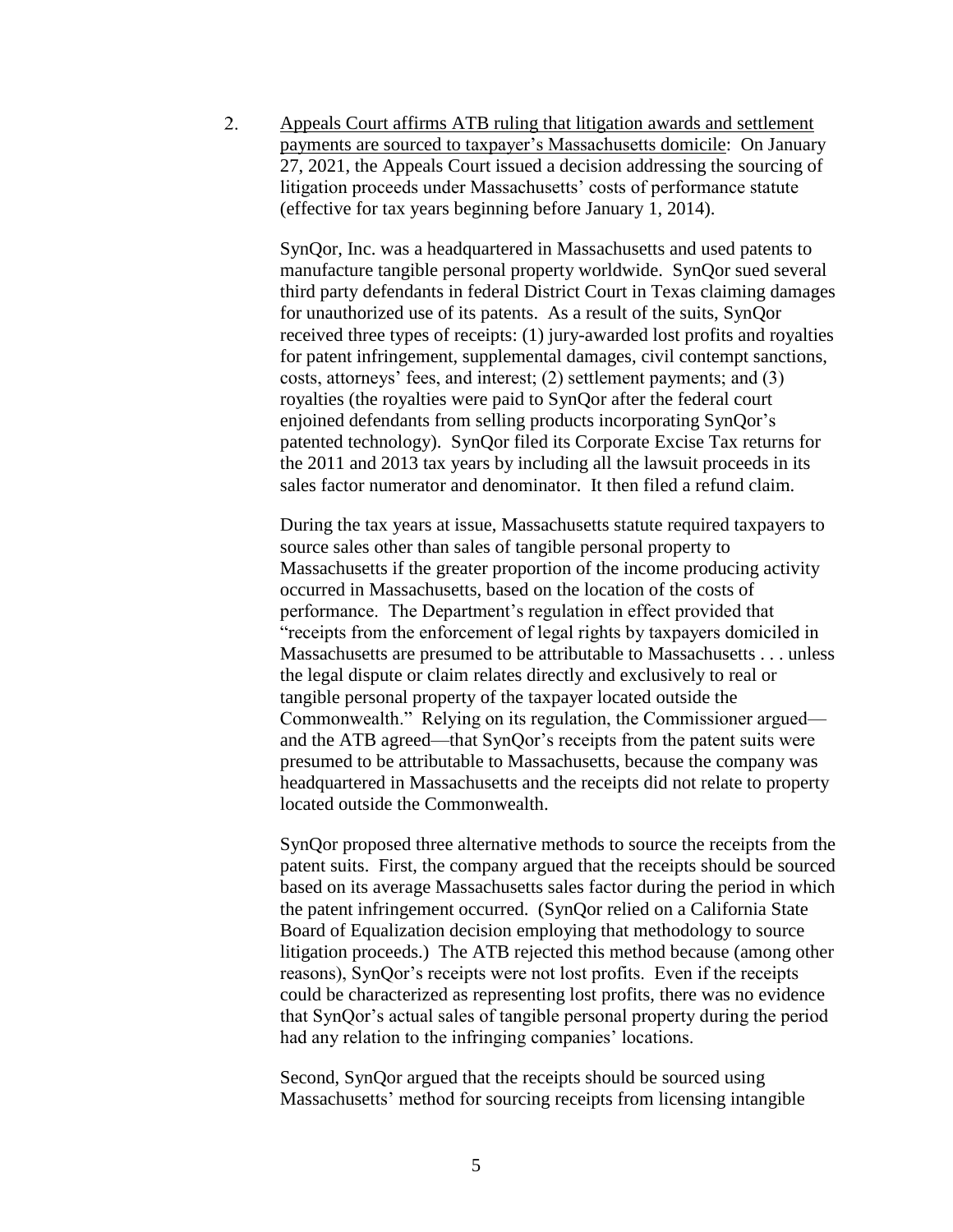2. <u>Appeals Court affirms ATB ruling that litigation awards and settlement payments are sourced to taxpayer's Massachusetts domicile</u>: On January 27, 2021, the Appeals Court issued a decision addressing the sourcing of litigation proceeds under Massachusetts' costs of performance statute (effective for tax years beginning before January 1, 2014).

   SynQor, Inc. was a headquartered in Massachusetts and used patents to manufacture tangible personal property worldwide. SynQor sued several third party defendants in federal District Court in Texas claiming damages for unauthorized use of its patents. As a result of the suits, SynQor received three types of receipts: (1) jury-awarded lost profits and royalties for patent infringement, supplemental damages, civil contempt sanctions, costs, attorneys' fees, and interest; (2) settlement payments; and (3) royalties (the royalties were paid to SynQor after the federal court enjoined defendants from selling products incorporating SynQor's patented technology). SynQor filed its Corporate Excise Tax returns for the 2011 and 2013 tax years by including all the lawsuit proceeds in its sales factor numerator and denominator. It then filed a refund claim.

   During the tax years at issue, Massachusetts statute required taxpayers to source sales other than sales of tangible personal property to Massachusetts if the greater proportion of the income producing activity occurred in Massachusetts, based on the location of the costs of performance. The Department's regulation in effect provided that "receipts from the enforcement of legal rights by taxpayers domiciled in Massachusetts are presumed to be attributable to Massachusetts . . . unless the legal dispute or claim relates directly and exclusively to real or tangible personal property of the taxpayer located outside the Commonwealth." Relying on its regulation, the Commissioner argued—and the ATB agreed—that SynQor's receipts from the patent suits were presumed to be attributable to Massachusetts, because the company was headquartered in Massachusetts and the receipts did not relate to property located outside the Commonwealth.

   SynQor proposed three alternative methods to source the receipts from the patent suits. First, the company argued that the receipts should be sourced based on its average Massachusetts sales factor during the period in which the patent infringement occurred. (SynQor relied on a California State Board of Equalization decision employing that methodology to source litigation proceeds.) The ATB rejected this method because (among other reasons), SynQor's receipts were not lost profits. Even if the receipts could be characterized as representing lost profits, there was no evidence that SynQor's actual sales of tangible personal property during the period had any relation to the infringing companies' locations.

   Second, SynQor argued that the receipts should be sourced using Massachusetts' method for sourcing receipts from licensing intangible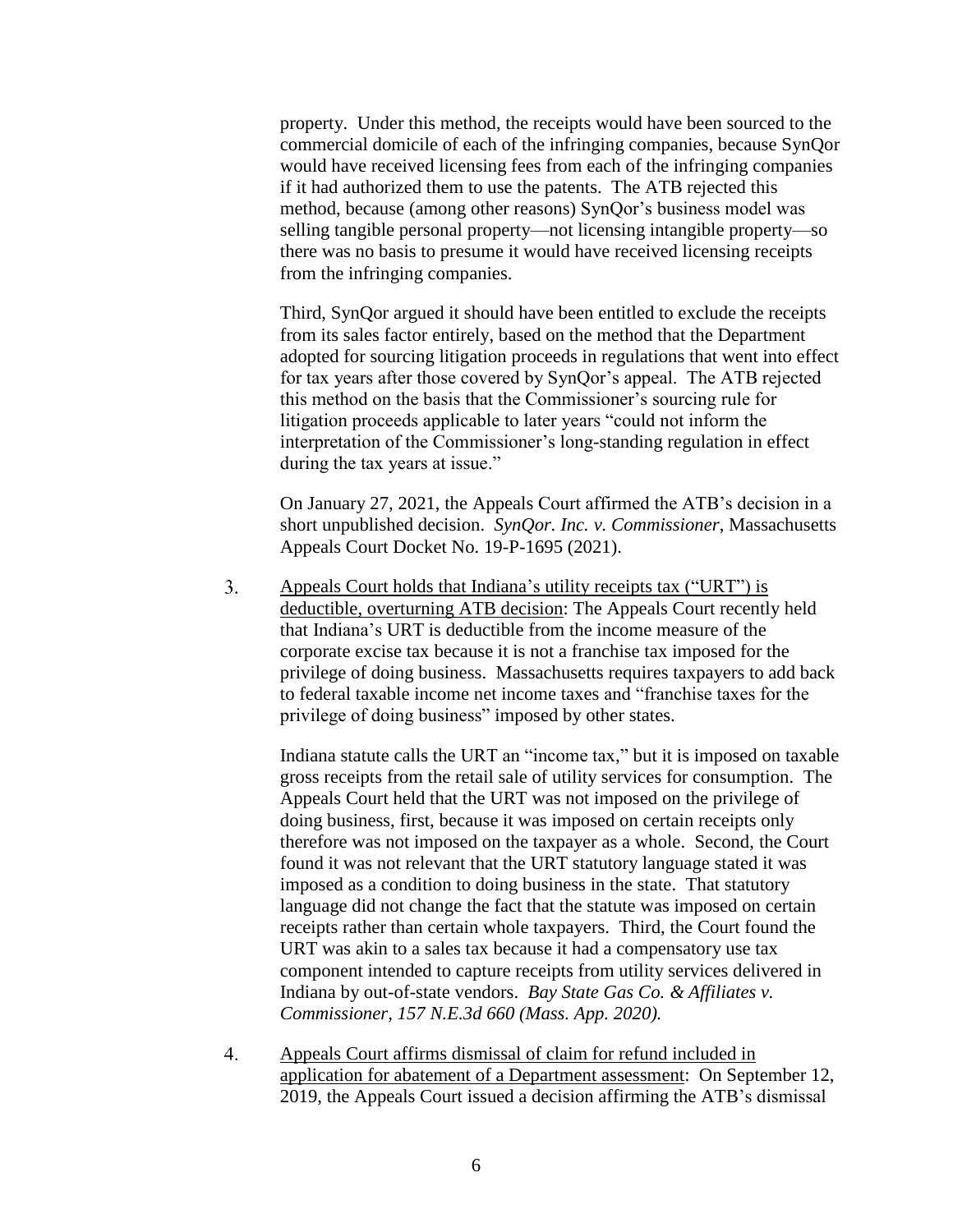property. Under this method, the receipts would have been sourced to the commercial domicile of each of the infringing companies, because SynQor would have received licensing fees from each of the infringing companies if it had authorized them to use the patents. The ATB rejected this method, because (among other reasons) SynQor's business model was selling tangible personal property—not licensing intangible property—so there was no basis to presume it would have received licensing receipts from the infringing companies.

Third, SynQor argued it should have been entitled to exclude the receipts from its sales factor entirely, based on the method that the Department adopted for sourcing litigation proceeds in regulations that went into effect for tax years after those covered by SynQor's appeal. The ATB rejected this method on the basis that the Commissioner's sourcing rule for litigation proceeds applicable to later years "could not inform the interpretation of the Commissioner's long-standing regulation in effect during the tax years at issue."

On January 27, 2021, the Appeals Court affirmed the ATB's decision in a short unpublished decision. *SynQor. Inc. v. Commissioner*, Massachusetts Appeals Court Docket No. 19-P-1695 (2021).

3. <u>Appeals Court holds that Indiana's utility receipts tax ("URT") is deductible, overturning ATB decision</u>: The Appeals Court recently held that Indiana's URT is deductible from the income measure of the corporate excise tax because it is not a franchise tax imposed for the privilege of doing business. Massachusetts requires taxpayers to add back to federal taxable income net income taxes and "franchise taxes for the privilege of doing business" imposed by other states.

   Indiana statute calls the URT an "income tax," but it is imposed on taxable gross receipts from the retail sale of utility services for consumption. The Appeals Court held that the URT was not imposed on the privilege of doing business, first, because it was imposed on certain receipts only therefore was not imposed on the taxpayer as a whole. Second, the Court found it was not relevant that the URT statutory language stated it was imposed as a condition to doing business in the state. That statutory language did not change the fact that the statute was imposed on certain receipts rather than certain whole taxpayers. Third, the Court found the URT was akin to a sales tax because it had a compensatory use tax component intended to capture receipts from utility services delivered in Indiana by out-of-state vendors. *Bay State Gas Co. & Affiliates v. Commissioner, 157 N.E.3d 660 (Mass. App. 2020).*

4. <u>Appeals Court affirms dismissal of claim for refund included in application for abatement of a Department assessment</u>: On September 12, 2019, the Appeals Court issued a decision affirming the ATB's dismissal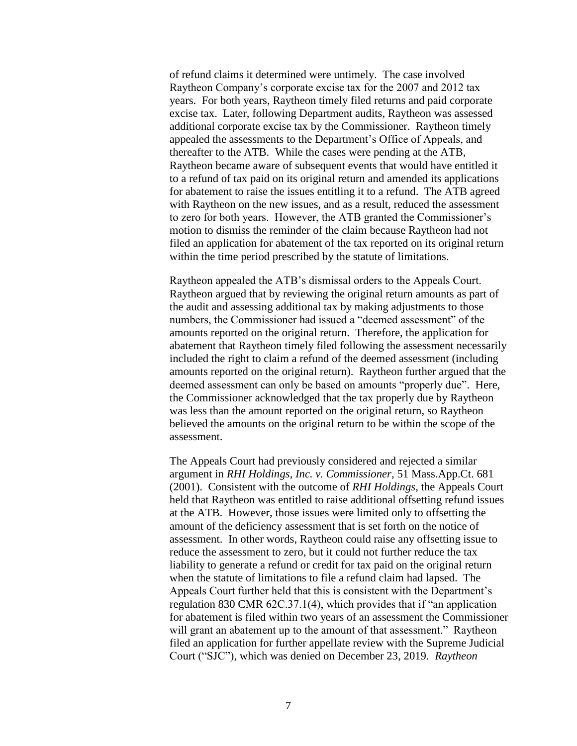of refund claims it determined were untimely. The case involved Raytheon Company's corporate excise tax for the 2007 and 2012 tax years. For both years, Raytheon timely filed returns and paid corporate excise tax. Later, following Department audits, Raytheon was assessed additional corporate excise tax by the Commissioner. Raytheon timely appealed the assessments to the Department's Office of Appeals, and thereafter to the ATB. While the cases were pending at the ATB, Raytheon became aware of subsequent events that would have entitled it to a refund of tax paid on its original return and amended its applications for abatement to raise the issues entitling it to a refund. The ATB agreed with Raytheon on the new issues, and as a result, reduced the assessment to zero for both years. However, the ATB granted the Commissioner's motion to dismiss the reminder of the claim because Raytheon had not filed an application for abatement of the tax reported on its original return within the time period prescribed by the statute of limitations.

Raytheon appealed the ATB's dismissal orders to the Appeals Court. Raytheon argued that by reviewing the original return amounts as part of the audit and assessing additional tax by making adjustments to those numbers, the Commissioner had issued a "deemed assessment" of the amounts reported on the original return. Therefore, the application for abatement that Raytheon timely filed following the assessment necessarily included the right to claim a refund of the deemed assessment (including amounts reported on the original return). Raytheon further argued that the deemed assessment can only be based on amounts "properly due". Here, the Commissioner acknowledged that the tax properly due by Raytheon was less than the amount reported on the original return, so Raytheon believed the amounts on the original return to be within the scope of the assessment.

The Appeals Court had previously considered and rejected a similar argument in *RHI Holdings, Inc. v. Commissioner*, 51 Mass.App.Ct. 681 (2001). Consistent with the outcome of *RHI Holdings*, the Appeals Court held that Raytheon was entitled to raise additional offsetting refund issues at the ATB. However, those issues were limited only to offsetting the amount of the deficiency assessment that is set forth on the notice of assessment. In other words, Raytheon could raise any offsetting issue to reduce the assessment to zero, but it could not further reduce the tax liability to generate a refund or credit for tax paid on the original return when the statute of limitations to file a refund claim had lapsed. The Appeals Court further held that this is consistent with the Department's regulation 830 CMR 62C.37.1(4), which provides that if "an application for abatement is filed within two years of an assessment the Commissioner will grant an abatement up to the amount of that assessment." Raytheon filed an application for further appellate review with the Supreme Judicial Court ("SJC"), which was denied on December 23, 2019. *Raytheon*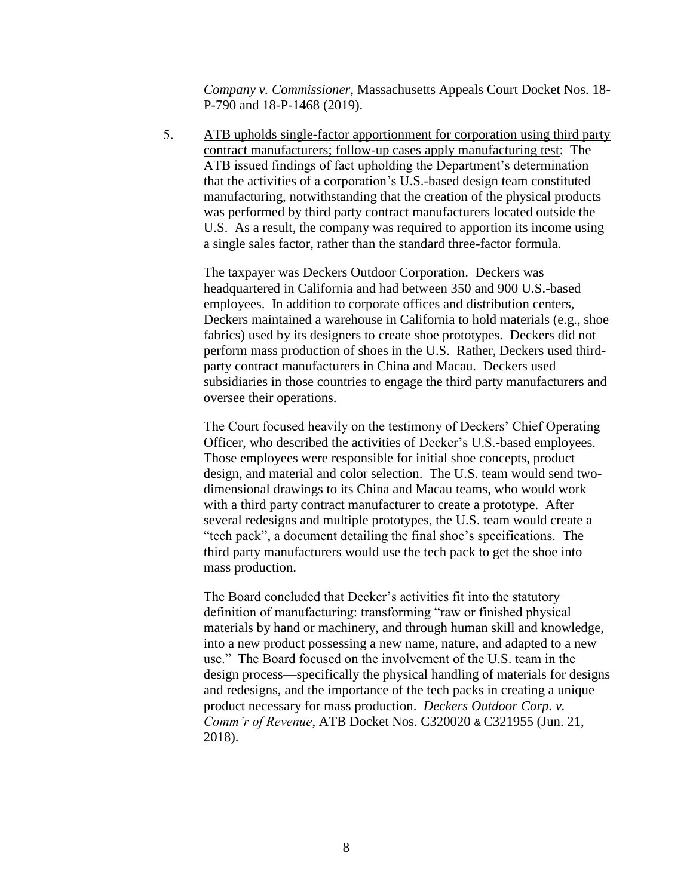*Company v. Commissioner*, Massachusetts Appeals Court Docket Nos. 18-P-790 and 18-P-1468 (2019).

5. ATB upholds single-factor apportionment for corporation using third party contract manufacturers; follow-up cases apply manufacturing test: The ATB issued findings of fact upholding the Department's determination that the activities of a corporation's U.S.-based design team constituted manufacturing, notwithstanding that the creation of the physical products was performed by third party contract manufacturers located outside the U.S. As a result, the company was required to apportion its income using a single sales factor, rather than the standard three-factor formula.

   The taxpayer was Deckers Outdoor Corporation. Deckers was headquartered in California and had between 350 and 900 U.S.-based employees. In addition to corporate offices and distribution centers, Deckers maintained a warehouse in California to hold materials (e.g., shoe fabrics) used by its designers to create shoe prototypes. Deckers did not perform mass production of shoes in the U.S. Rather, Deckers used third-party contract manufacturers in China and Macau. Deckers used subsidiaries in those countries to engage the third party manufacturers and oversee their operations.

   The Court focused heavily on the testimony of Deckers' Chief Operating Officer, who described the activities of Decker's U.S.-based employees. Those employees were responsible for initial shoe concepts, product design, and material and color selection. The U.S. team would send two-dimensional drawings to its China and Macau teams, who would work with a third party contract manufacturer to create a prototype. After several redesigns and multiple prototypes, the U.S. team would create a "tech pack", a document detailing the final shoe's specifications. The third party manufacturers would use the tech pack to get the shoe into mass production.

   The Board concluded that Decker's activities fit into the statutory definition of manufacturing: transforming "raw or finished physical materials by hand or machinery, and through human skill and knowledge, into a new product possessing a new name, nature, and adapted to a new use." The Board focused on the involvement of the U.S. team in the design process—specifically the physical handling of materials for designs and redesigns, and the importance of the tech packs in creating a unique product necessary for mass production. *Deckers Outdoor Corp. v. Comm'r of Revenue*, ATB Docket Nos. C320020 & C321955 (Jun. 21, 2018).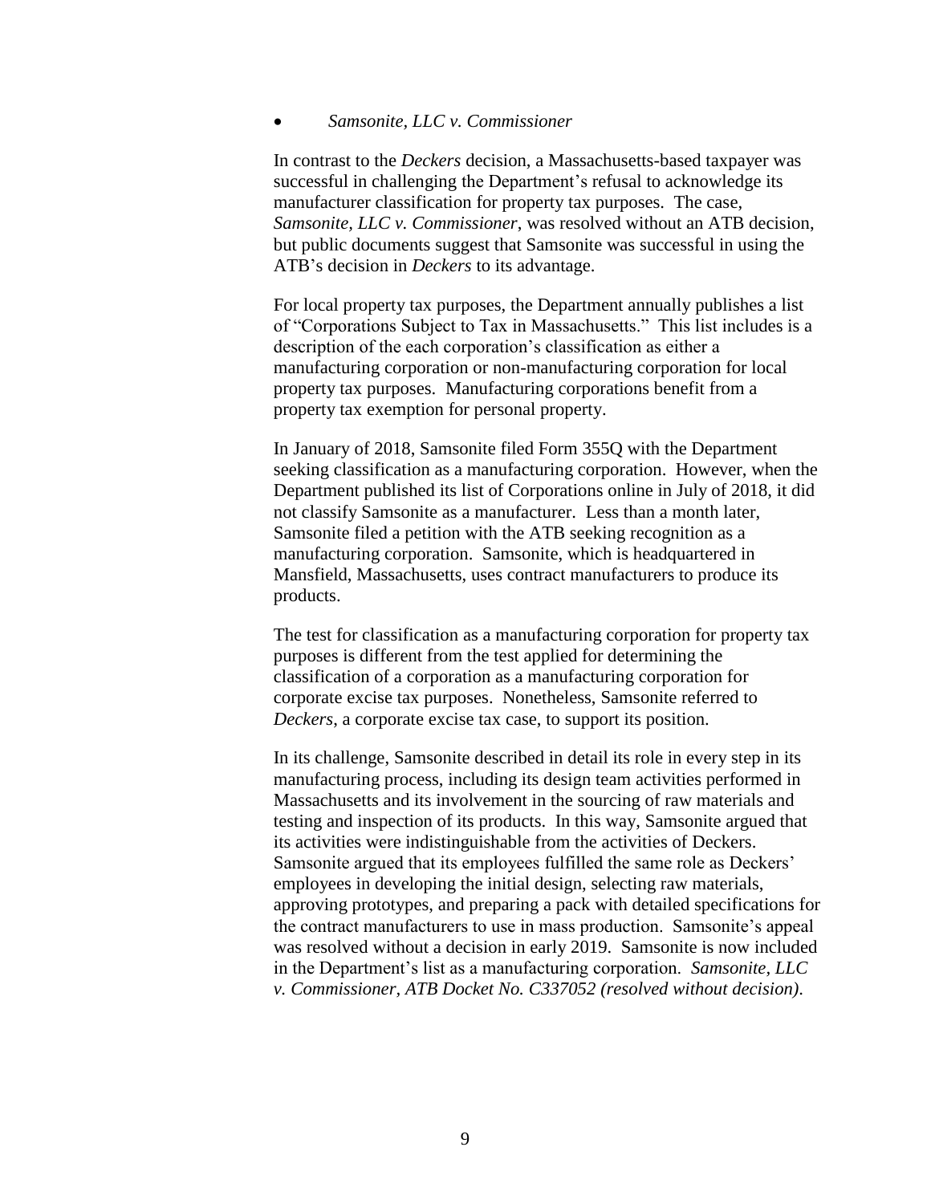- *Samsonite, LLC v. Commissioner*

In contrast to the *Deckers* decision, a Massachusetts-based taxpayer was successful in challenging the Department's refusal to acknowledge its manufacturer classification for property tax purposes. The case, *Samsonite, LLC v. Commissioner*, was resolved without an ATB decision, but public documents suggest that Samsonite was successful in using the ATB's decision in *Deckers* to its advantage.

For local property tax purposes, the Department annually publishes a list of "Corporations Subject to Tax in Massachusetts." This list includes is a description of the each corporation's classification as either a manufacturing corporation or non-manufacturing corporation for local property tax purposes. Manufacturing corporations benefit from a property tax exemption for personal property.

In January of 2018, Samsonite filed Form 355Q with the Department seeking classification as a manufacturing corporation. However, when the Department published its list of Corporations online in July of 2018, it did not classify Samsonite as a manufacturer. Less than a month later, Samsonite filed a petition with the ATB seeking recognition as a manufacturing corporation. Samsonite, which is headquartered in Mansfield, Massachusetts, uses contract manufacturers to produce its products.

The test for classification as a manufacturing corporation for property tax purposes is different from the test applied for determining the classification of a corporation as a manufacturing corporation for corporate excise tax purposes. Nonetheless, Samsonite referred to *Deckers*, a corporate excise tax case, to support its position.

In its challenge, Samsonite described in detail its role in every step in its manufacturing process, including its design team activities performed in Massachusetts and its involvement in the sourcing of raw materials and testing and inspection of its products. In this way, Samsonite argued that its activities were indistinguishable from the activities of Deckers. Samsonite argued that its employees fulfilled the same role as Deckers' employees in developing the initial design, selecting raw materials, approving prototypes, and preparing a pack with detailed specifications for the contract manufacturers to use in mass production. Samsonite's appeal was resolved without a decision in early 2019. Samsonite is now included in the Department's list as a manufacturing corporation. *Samsonite, LLC v. Commissioner, ATB Docket No. C337052 (resolved without decision).*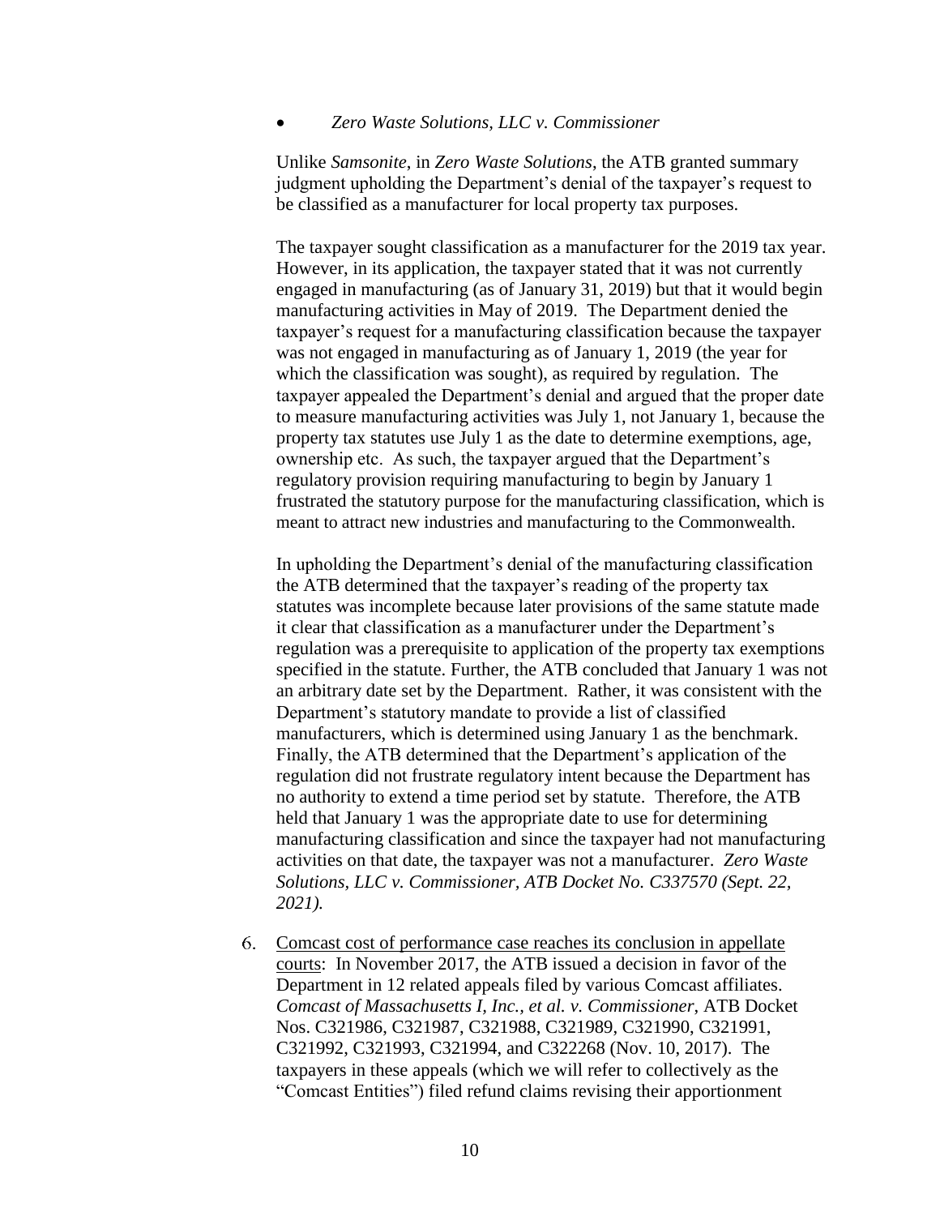- *Zero Waste Solutions, LLC v. Commissioner*

  Unlike *Samsonite*, in *Zero Waste Solutions*, the ATB granted summary judgment upholding the Department's denial of the taxpayer's request to be classified as a manufacturer for local property tax purposes.

  The taxpayer sought classification as a manufacturer for the 2019 tax year. However, in its application, the taxpayer stated that it was not currently engaged in manufacturing (as of January 31, 2019) but that it would begin manufacturing activities in May of 2019. The Department denied the taxpayer's request for a manufacturing classification because the taxpayer was not engaged in manufacturing as of January 1, 2019 (the year for which the classification was sought), as required by regulation. The taxpayer appealed the Department's denial and argued that the proper date to measure manufacturing activities was July 1, not January 1, because the property tax statutes use July 1 as the date to determine exemptions, age, ownership etc. As such, the taxpayer argued that the Department's regulatory provision requiring manufacturing to begin by January 1 frustrated the statutory purpose for the manufacturing classification, which is meant to attract new industries and manufacturing to the Commonwealth.

  In upholding the Department's denial of the manufacturing classification the ATB determined that the taxpayer's reading of the property tax statutes was incomplete because later provisions of the same statute made it clear that classification as a manufacturer under the Department's regulation was a prerequisite to application of the property tax exemptions specified in the statute. Further, the ATB concluded that January 1 was not an arbitrary date set by the Department. Rather, it was consistent with the Department's statutory mandate to provide a list of classified manufacturers, which is determined using January 1 as the benchmark. Finally, the ATB determined that the Department's application of the regulation did not frustrate regulatory intent because the Department has no authority to extend a time period set by statute. Therefore, the ATB held that January 1 was the appropriate date to use for determining manufacturing classification and since the taxpayer had not manufacturing activities on that date, the taxpayer was not a manufacturer. *Zero Waste Solutions, LLC v. Commissioner, ATB Docket No. C337570 (Sept. 22, 2021).*

6. Comcast cost of performance case reaches its conclusion in appellate courts: In November 2017, the ATB issued a decision in favor of the Department in 12 related appeals filed by various Comcast affiliates. *Comcast of Massachusetts I, Inc., et al. v. Commissioner*, ATB Docket Nos. C321986, C321987, C321988, C321989, C321990, C321991, C321992, C321993, C321994, and C322268 (Nov. 10, 2017). The taxpayers in these appeals (which we will refer to collectively as the "Comcast Entities") filed refund claims revising their apportionment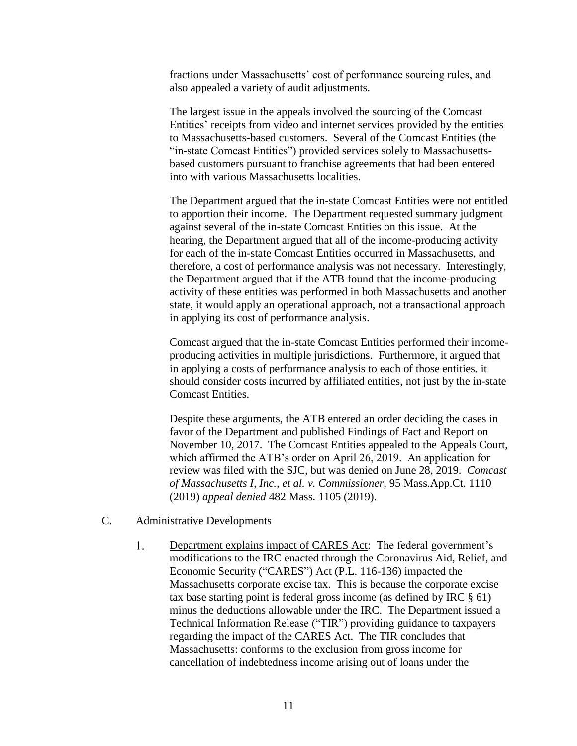fractions under Massachusetts' cost of performance sourcing rules, and also appealed a variety of audit adjustments.

The largest issue in the appeals involved the sourcing of the Comcast Entities' receipts from video and internet services provided by the entities to Massachusetts-based customers. Several of the Comcast Entities (the "in-state Comcast Entities") provided services solely to Massachusetts-based customers pursuant to franchise agreements that had been entered into with various Massachusetts localities.

The Department argued that the in-state Comcast Entities were not entitled to apportion their income. The Department requested summary judgment against several of the in-state Comcast Entities on this issue. At the hearing, the Department argued that all of the income-producing activity for each of the in-state Comcast Entities occurred in Massachusetts, and therefore, a cost of performance analysis was not necessary. Interestingly, the Department argued that if the ATB found that the income-producing activity of these entities was performed in both Massachusetts and another state, it would apply an operational approach, not a transactional approach in applying its cost of performance analysis.

Comcast argued that the in-state Comcast Entities performed their income-producing activities in multiple jurisdictions. Furthermore, it argued that in applying a costs of performance analysis to each of those entities, it should consider costs incurred by affiliated entities, not just by the in-state Comcast Entities.

Despite these arguments, the ATB entered an order deciding the cases in favor of the Department and published Findings of Fact and Report on November 10, 2017. The Comcast Entities appealed to the Appeals Court, which affirmed the ATB's order on April 26, 2019. An application for review was filed with the SJC, but was denied on June 28, 2019. *Comcast of Massachusetts I, Inc., et al. v. Commissioner*, 95 Mass.App.Ct. 1110 (2019) *appeal denied* 482 Mass. 1105 (2019).

C. Administrative Developments

1. <u>Department explains impact of CARES Act</u>: The federal government's modifications to the IRC enacted through the Coronavirus Aid, Relief, and Economic Security ("CARES") Act (P.L. 116-136) impacted the Massachusetts corporate excise tax. This is because the corporate excise tax base starting point is federal gross income (as defined by IRC § 61) minus the deductions allowable under the IRC. The Department issued a Technical Information Release ("TIR") providing guidance to taxpayers regarding the impact of the CARES Act. The TIR concludes that Massachusetts: conforms to the exclusion from gross income for cancellation of indebtedness income arising out of loans under the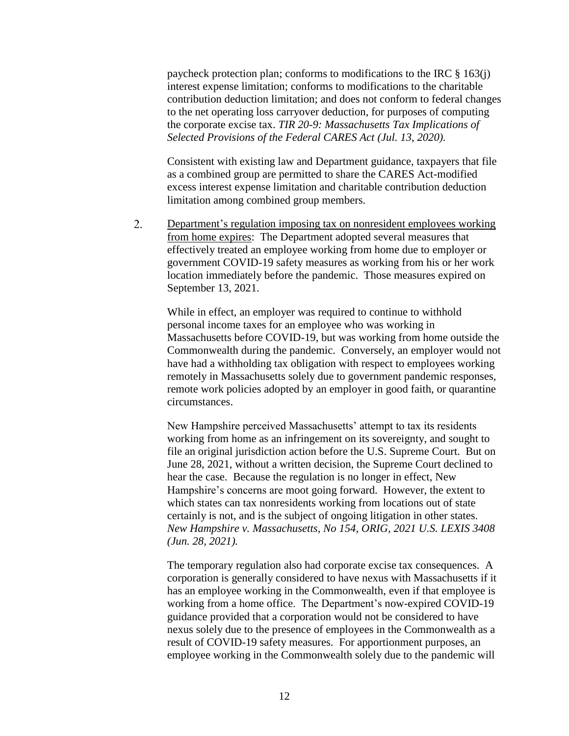paycheck protection plan; conforms to modifications to the IRC § 163(j) interest expense limitation; conforms to modifications to the charitable contribution deduction limitation; and does not conform to federal changes to the net operating loss carryover deduction, for purposes of computing the corporate excise tax. *TIR 20-9: Massachusetts Tax Implications of Selected Provisions of the Federal CARES Act (Jul. 13, 2020).*

Consistent with existing law and Department guidance, taxpayers that file as a combined group are permitted to share the CARES Act-modified excess interest expense limitation and charitable contribution deduction limitation among combined group members.

2. Department's regulation imposing tax on nonresident employees working from home expires: The Department adopted several measures that effectively treated an employee working from home due to employer or government COVID-19 safety measures as working from his or her work location immediately before the pandemic. Those measures expired on September 13, 2021.

   While in effect, an employer was required to continue to withhold personal income taxes for an employee who was working in Massachusetts before COVID-19, but was working from home outside the Commonwealth during the pandemic. Conversely, an employer would not have had a withholding tax obligation with respect to employees working remotely in Massachusetts solely due to government pandemic responses, remote work policies adopted by an employer in good faith, or quarantine circumstances.

   New Hampshire perceived Massachusetts' attempt to tax its residents working from home as an infringement on its sovereignty, and sought to file an original jurisdiction action before the U.S. Supreme Court. But on June 28, 2021, without a written decision, the Supreme Court declined to hear the case. Because the regulation is no longer in effect, New Hampshire's concerns are moot going forward. However, the extent to which states can tax nonresidents working from locations out of state certainly is not, and is the subject of ongoing litigation in other states. *New Hampshire v. Massachusetts, No 154, ORIG, 2021 U.S. LEXIS 3408 (Jun. 28, 2021).*

   The temporary regulation also had corporate excise tax consequences. A corporation is generally considered to have nexus with Massachusetts if it has an employee working in the Commonwealth, even if that employee is working from a home office. The Department's now-expired COVID-19 guidance provided that a corporation would not be considered to have nexus solely due to the presence of employees in the Commonwealth as a result of COVID-19 safety measures. For apportionment purposes, an employee working in the Commonwealth solely due to the pandemic will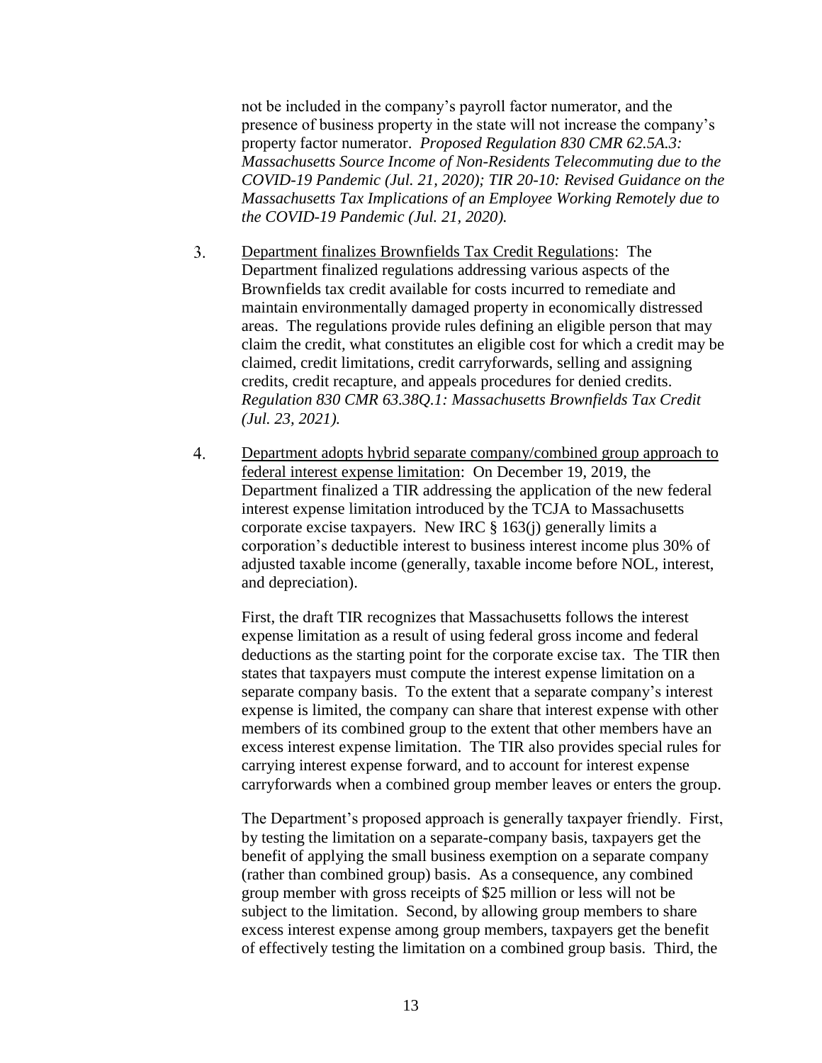not be included in the company's payroll factor numerator, and the presence of business property in the state will not increase the company's property factor numerator. *Proposed Regulation 830 CMR 62.5A.3: Massachusetts Source Income of Non-Residents Telecommuting due to the COVID-19 Pandemic (Jul. 21, 2020); TIR 20-10: Revised Guidance on the Massachusetts Tax Implications of an Employee Working Remotely due to the COVID-19 Pandemic (Jul. 21, 2020).*

3. Department finalizes Brownfields Tax Credit Regulations: The Department finalized regulations addressing various aspects of the Brownfields tax credit available for costs incurred to remediate and maintain environmentally damaged property in economically distressed areas. The regulations provide rules defining an eligible person that may claim the credit, what constitutes an eligible cost for which a credit may be claimed, credit limitations, credit carryforwards, selling and assigning credits, credit recapture, and appeals procedures for denied credits. *Regulation 830 CMR 63.38Q.1: Massachusetts Brownfields Tax Credit (Jul. 23, 2021).*

4. Department adopts hybrid separate company/combined group approach to federal interest expense limitation: On December 19, 2019, the Department finalized a TIR addressing the application of the new federal interest expense limitation introduced by the TCJA to Massachusetts corporate excise taxpayers. New IRC § 163(j) generally limits a corporation's deductible interest to business interest income plus 30% of adjusted taxable income (generally, taxable income before NOL, interest, and depreciation).

   First, the draft TIR recognizes that Massachusetts follows the interest expense limitation as a result of using federal gross income and federal deductions as the starting point for the corporate excise tax. The TIR then states that taxpayers must compute the interest expense limitation on a separate company basis. To the extent that a separate company's interest expense is limited, the company can share that interest expense with other members of its combined group to the extent that other members have an excess interest expense limitation. The TIR also provides special rules for carrying interest expense forward, and to account for interest expense carryforwards when a combined group member leaves or enters the group.

   The Department's proposed approach is generally taxpayer friendly. First, by testing the limitation on a separate-company basis, taxpayers get the benefit of applying the small business exemption on a separate company (rather than combined group) basis. As a consequence, any combined group member with gross receipts of $25 million or less will not be subject to the limitation. Second, by allowing group members to share excess interest expense among group members, taxpayers get the benefit of effectively testing the limitation on a combined group basis. Third, the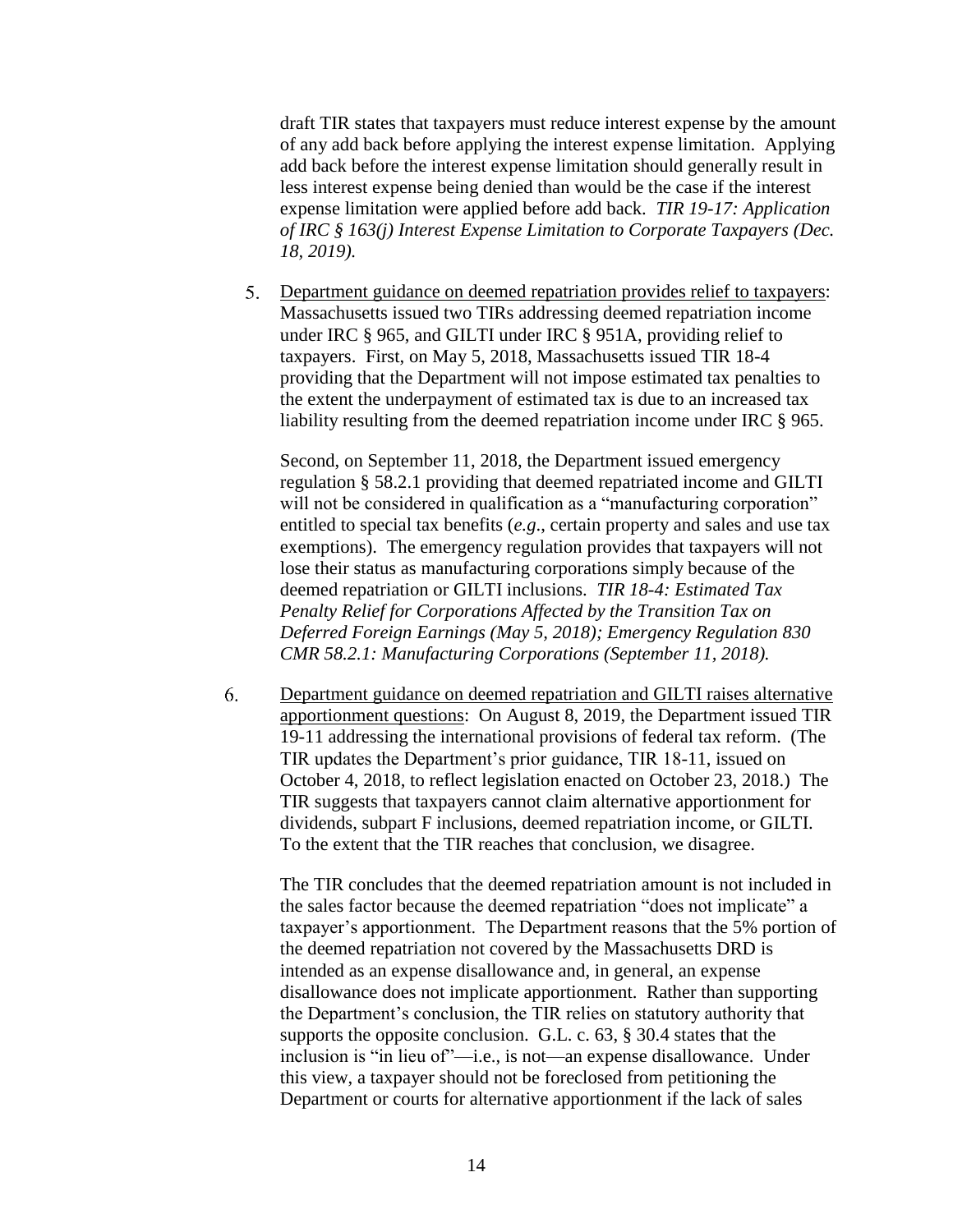draft TIR states that taxpayers must reduce interest expense by the amount of any add back before applying the interest expense limitation. Applying add back before the interest expense limitation should generally result in less interest expense being denied than would be the case if the interest expense limitation were applied before add back. *TIR 19-17: Application of IRC § 163(j) Interest Expense Limitation to Corporate Taxpayers (Dec. 18, 2019).*

5. <u>Department guidance on deemed repatriation provides relief to taxpayers</u>: Massachusetts issued two TIRs addressing deemed repatriation income under IRC § 965, and GILTI under IRC § 951A, providing relief to taxpayers. First, on May 5, 2018, Massachusetts issued TIR 18-4 providing that the Department will not impose estimated tax penalties to the extent the underpayment of estimated tax is due to an increased tax liability resulting from the deemed repatriation income under IRC § 965.

   Second, on September 11, 2018, the Department issued emergency regulation § 58.2.1 providing that deemed repatriated income and GILTI will not be considered in qualification as a "manufacturing corporation" entitled to special tax benefits (*e.g*., certain property and sales and use tax exemptions). The emergency regulation provides that taxpayers will not lose their status as manufacturing corporations simply because of the deemed repatriation or GILTI inclusions. *TIR 18-4: Estimated Tax Penalty Relief for Corporations Affected by the Transition Tax on Deferred Foreign Earnings (May 5, 2018); Emergency Regulation 830 CMR 58.2.1: Manufacturing Corporations (September 11, 2018).*

6. <u>Department guidance on deemed repatriation and GILTI raises alternative apportionment questions</u>: On August 8, 2019, the Department issued TIR 19-11 addressing the international provisions of federal tax reform. (The TIR updates the Department's prior guidance, TIR 18-11, issued on October 4, 2018, to reflect legislation enacted on October 23, 2018.) The TIR suggests that taxpayers cannot claim alternative apportionment for dividends, subpart F inclusions, deemed repatriation income, or GILTI. To the extent that the TIR reaches that conclusion, we disagree.

   The TIR concludes that the deemed repatriation amount is not included in the sales factor because the deemed repatriation "does not implicate" a taxpayer's apportionment. The Department reasons that the 5% portion of the deemed repatriation not covered by the Massachusetts DRD is intended as an expense disallowance and, in general, an expense disallowance does not implicate apportionment. Rather than supporting the Department's conclusion, the TIR relies on statutory authority that supports the opposite conclusion. G.L. c. 63, § 30.4 states that the inclusion is "in lieu of"—i.e., is not—an expense disallowance. Under this view, a taxpayer should not be foreclosed from petitioning the Department or courts for alternative apportionment if the lack of sales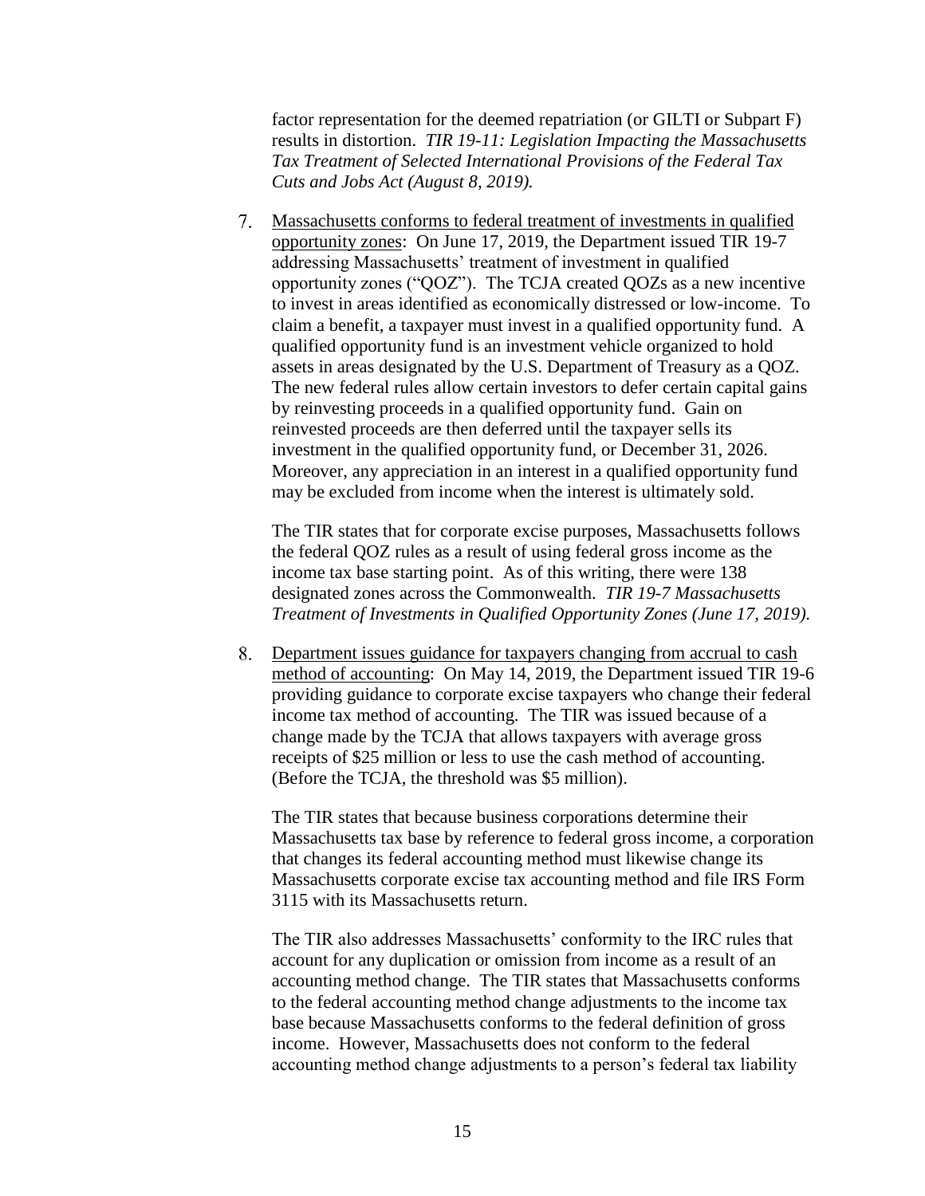factor representation for the deemed repatriation (or GILTI or Subpart F) results in distortion. *TIR 19-11: Legislation Impacting the Massachusetts Tax Treatment of Selected International Provisions of the Federal Tax Cuts and Jobs Act (August 8, 2019).*

7. Massachusetts conforms to federal treatment of investments in qualified opportunity zones: On June 17, 2019, the Department issued TIR 19-7 addressing Massachusetts' treatment of investment in qualified opportunity zones ("QOZ"). The TCJA created QOZs as a new incentive to invest in areas identified as economically distressed or low-income. To claim a benefit, a taxpayer must invest in a qualified opportunity fund. A qualified opportunity fund is an investment vehicle organized to hold assets in areas designated by the U.S. Department of Treasury as a QOZ. The new federal rules allow certain investors to defer certain capital gains by reinvesting proceeds in a qualified opportunity fund. Gain on reinvested proceeds are then deferred until the taxpayer sells its investment in the qualified opportunity fund, or December 31, 2026. Moreover, any appreciation in an interest in a qualified opportunity fund may be excluded from income when the interest is ultimately sold.

   The TIR states that for corporate excise purposes, Massachusetts follows the federal QOZ rules as a result of using federal gross income as the income tax base starting point. As of this writing, there were 138 designated zones across the Commonwealth. *TIR 19-7 Massachusetts Treatment of Investments in Qualified Opportunity Zones (June 17, 2019).*

8. Department issues guidance for taxpayers changing from accrual to cash method of accounting: On May 14, 2019, the Department issued TIR 19-6 providing guidance to corporate excise taxpayers who change their federal income tax method of accounting. The TIR was issued because of a change made by the TCJA that allows taxpayers with average gross receipts of $25 million or less to use the cash method of accounting. (Before the TCJA, the threshold was $5 million).

   The TIR states that because business corporations determine their Massachusetts tax base by reference to federal gross income, a corporation that changes its federal accounting method must likewise change its Massachusetts corporate excise tax accounting method and file IRS Form 3115 with its Massachusetts return.

   The TIR also addresses Massachusetts' conformity to the IRC rules that account for any duplication or omission from income as a result of an accounting method change. The TIR states that Massachusetts conforms to the federal accounting method change adjustments to the income tax base because Massachusetts conforms to the federal definition of gross income. However, Massachusetts does not conform to the federal accounting method change adjustments to a person's federal tax liability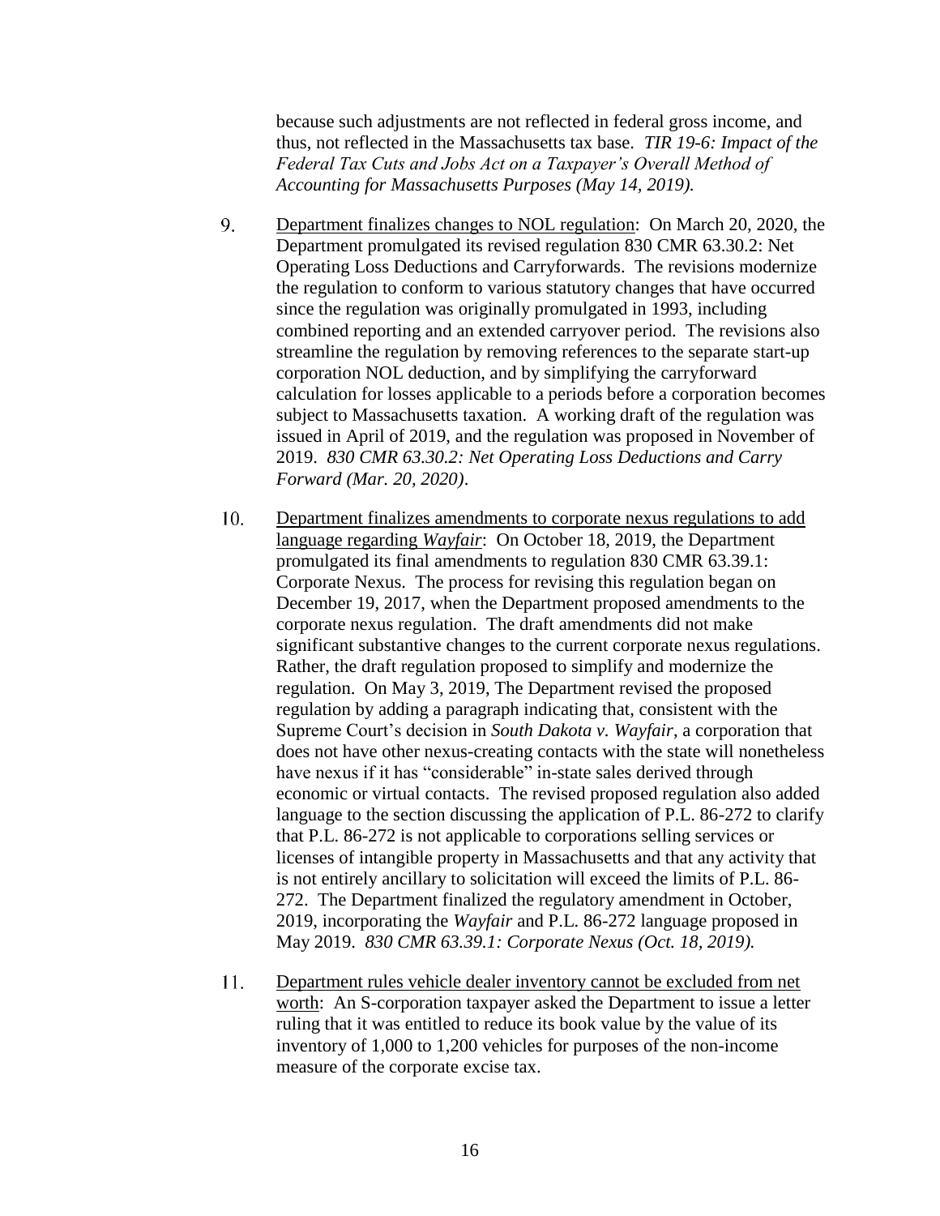because such adjustments are not reflected in federal gross income, and thus, not reflected in the Massachusetts tax base. *TIR 19-6: Impact of the Federal Tax Cuts and Jobs Act on a Taxpayer's Overall Method of Accounting for Massachusetts Purposes (May 14, 2019).*

9. Department finalizes changes to NOL regulation: On March 20, 2020, the Department promulgated its revised regulation 830 CMR 63.30.2: Net Operating Loss Deductions and Carryforwards. The revisions modernize the regulation to conform to various statutory changes that have occurred since the regulation was originally promulgated in 1993, including combined reporting and an extended carryover period. The revisions also streamline the regulation by removing references to the separate start-up corporation NOL deduction, and by simplifying the carryforward calculation for losses applicable to a periods before a corporation becomes subject to Massachusetts taxation. A working draft of the regulation was issued in April of 2019, and the regulation was proposed in November of 2019. *830 CMR 63.30.2: Net Operating Loss Deductions and Carry Forward (Mar. 20, 2020)*.

10. Department finalizes amendments to corporate nexus regulations to add language regarding *Wayfair*: On October 18, 2019, the Department promulgated its final amendments to regulation 830 CMR 63.39.1: Corporate Nexus. The process for revising this regulation began on December 19, 2017, when the Department proposed amendments to the corporate nexus regulation. The draft amendments did not make significant substantive changes to the current corporate nexus regulations. Rather, the draft regulation proposed to simplify and modernize the regulation. On May 3, 2019, The Department revised the proposed regulation by adding a paragraph indicating that, consistent with the Supreme Court's decision in *South Dakota v. Wayfair*, a corporation that does not have other nexus-creating contacts with the state will nonetheless have nexus if it has "considerable" in-state sales derived through economic or virtual contacts. The revised proposed regulation also added language to the section discussing the application of P.L. 86-272 to clarify that P.L. 86-272 is not applicable to corporations selling services or licenses of intangible property in Massachusetts and that any activity that is not entirely ancillary to solicitation will exceed the limits of P.L. 86-272. The Department finalized the regulatory amendment in October, 2019, incorporating the *Wayfair* and P.L. 86-272 language proposed in May 2019. *830 CMR 63.39.1: Corporate Nexus (Oct. 18, 2019).*

11. Department rules vehicle dealer inventory cannot be excluded from net worth: An S-corporation taxpayer asked the Department to issue a letter ruling that it was entitled to reduce its book value by the value of its inventory of 1,000 to 1,200 vehicles for purposes of the non-income measure of the corporate excise tax.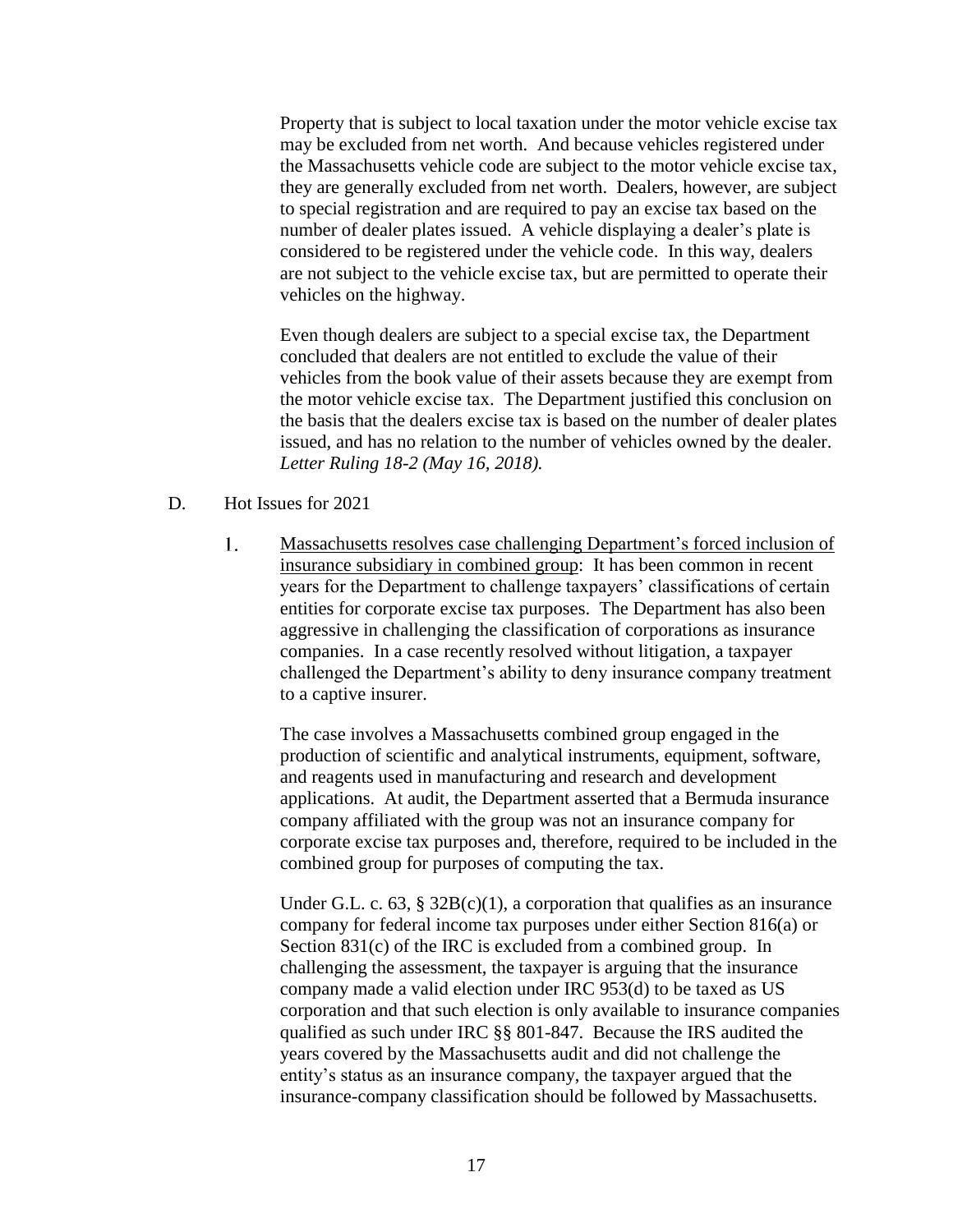Property that is subject to local taxation under the motor vehicle excise tax may be excluded from net worth. And because vehicles registered under the Massachusetts vehicle code are subject to the motor vehicle excise tax, they are generally excluded from net worth. Dealers, however, are subject to special registration and are required to pay an excise tax based on the number of dealer plates issued. A vehicle displaying a dealer's plate is considered to be registered under the vehicle code. In this way, dealers are not subject to the vehicle excise tax, but are permitted to operate their vehicles on the highway.

Even though dealers are subject to a special excise tax, the Department concluded that dealers are not entitled to exclude the value of their vehicles from the book value of their assets because they are exempt from the motor vehicle excise tax. The Department justified this conclusion on the basis that the dealers excise tax is based on the number of dealer plates issued, and has no relation to the number of vehicles owned by the dealer. *Letter Ruling 18-2 (May 16, 2018).*

D. Hot Issues for 2021

1. Massachusetts resolves case challenging Department's forced inclusion of insurance subsidiary in combined group: It has been common in recent years for the Department to challenge taxpayers' classifications of certain entities for corporate excise tax purposes. The Department has also been aggressive in challenging the classification of corporations as insurance companies. In a case recently resolved without litigation, a taxpayer challenged the Department's ability to deny insurance company treatment to a captive insurer.

   The case involves a Massachusetts combined group engaged in the production of scientific and analytical instruments, equipment, software, and reagents used in manufacturing and research and development applications. At audit, the Department asserted that a Bermuda insurance company affiliated with the group was not an insurance company for corporate excise tax purposes and, therefore, required to be included in the combined group for purposes of computing the tax.

   Under G.L. c. 63, § 32B(c)(1), a corporation that qualifies as an insurance company for federal income tax purposes under either Section 816(a) or Section 831(c) of the IRC is excluded from a combined group. In challenging the assessment, the taxpayer is arguing that the insurance company made a valid election under IRC 953(d) to be taxed as US corporation and that such election is only available to insurance companies qualified as such under IRC §§ 801-847. Because the IRS audited the years covered by the Massachusetts audit and did not challenge the entity's status as an insurance company, the taxpayer argued that the insurance-company classification should be followed by Massachusetts.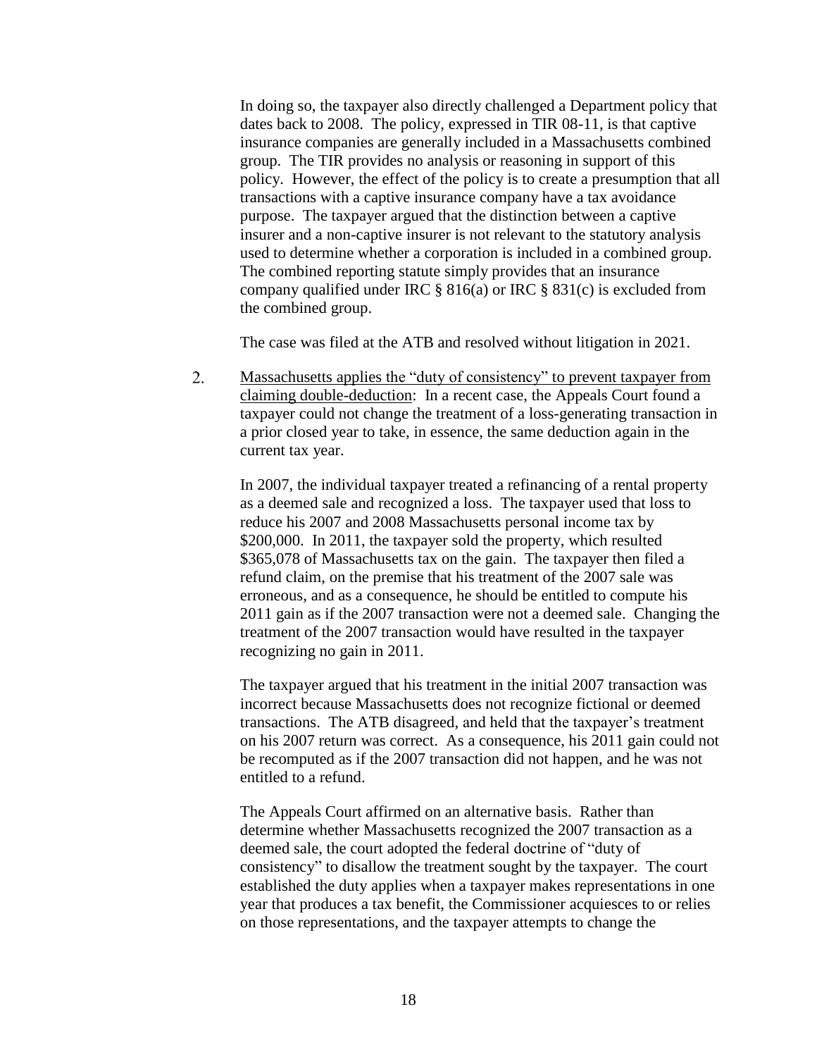In doing so, the taxpayer also directly challenged a Department policy that dates back to 2008. The policy, expressed in TIR 08-11, is that captive insurance companies are generally included in a Massachusetts combined group. The TIR provides no analysis or reasoning in support of this policy. However, the effect of the policy is to create a presumption that all transactions with a captive insurance company have a tax avoidance purpose. The taxpayer argued that the distinction between a captive insurer and a non-captive insurer is not relevant to the statutory analysis used to determine whether a corporation is included in a combined group. The combined reporting statute simply provides that an insurance company qualified under IRC § 816(a) or IRC § 831(c) is excluded from the combined group.

The case was filed at the ATB and resolved without litigation in 2021.

2. <u>Massachusetts applies the "duty of consistency" to prevent taxpayer from claiming double-deduction</u>: In a recent case, the Appeals Court found a taxpayer could not change the treatment of a loss-generating transaction in a prior closed year to take, in essence, the same deduction again in the current tax year.

   In 2007, the individual taxpayer treated a refinancing of a rental property as a deemed sale and recognized a loss. The taxpayer used that loss to reduce his 2007 and 2008 Massachusetts personal income tax by $200,000. In 2011, the taxpayer sold the property, which resulted $365,078 of Massachusetts tax on the gain. The taxpayer then filed a refund claim, on the premise that his treatment of the 2007 sale was erroneous, and as a consequence, he should be entitled to compute his 2011 gain as if the 2007 transaction were not a deemed sale. Changing the treatment of the 2007 transaction would have resulted in the taxpayer recognizing no gain in 2011.

   The taxpayer argued that his treatment in the initial 2007 transaction was incorrect because Massachusetts does not recognize fictional or deemed transactions. The ATB disagreed, and held that the taxpayer's treatment on his 2007 return was correct. As a consequence, his 2011 gain could not be recomputed as if the 2007 transaction did not happen, and he was not entitled to a refund.

   The Appeals Court affirmed on an alternative basis. Rather than determine whether Massachusetts recognized the 2007 transaction as a deemed sale, the court adopted the federal doctrine of "duty of consistency" to disallow the treatment sought by the taxpayer. The court established the duty applies when a taxpayer makes representations in one year that produces a tax benefit, the Commissioner acquiesces to or relies on those representations, and the taxpayer attempts to change the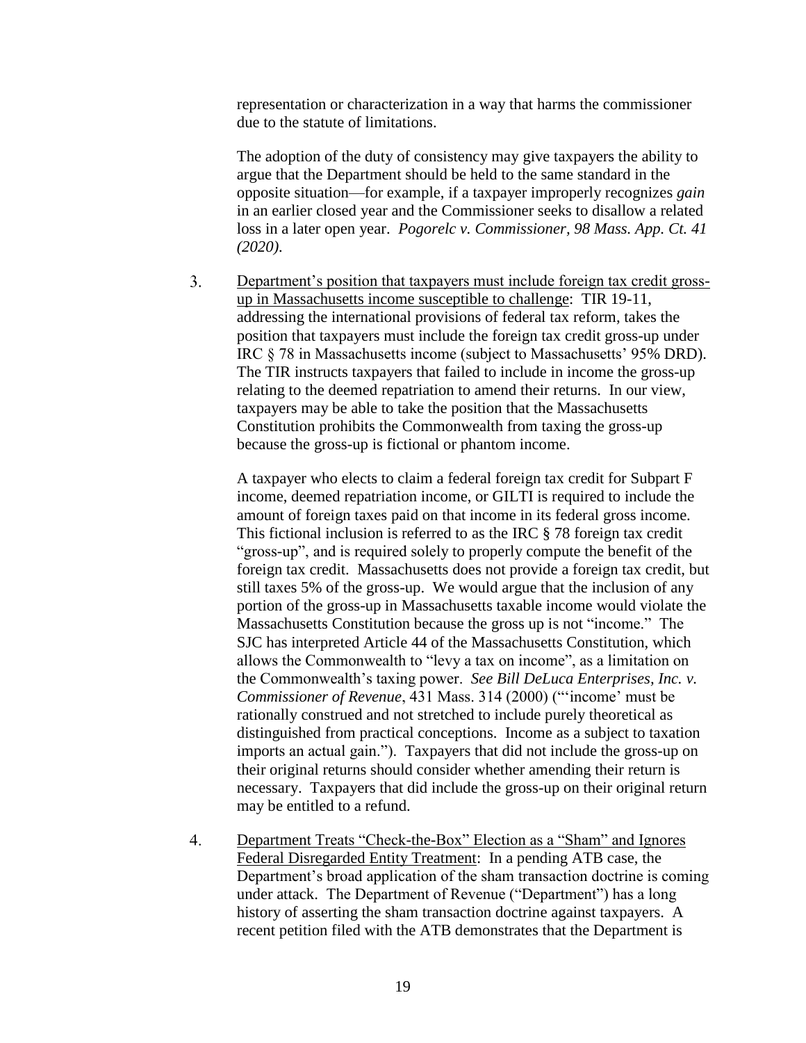representation or characterization in a way that harms the commissioner due to the statute of limitations.

The adoption of the duty of consistency may give taxpayers the ability to argue that the Department should be held to the same standard in the opposite situation—for example, if a taxpayer improperly recognizes *gain* in an earlier closed year and the Commissioner seeks to disallow a related loss in a later open year. *Pogorelc v. Commissioner, 98 Mass. App. Ct. 41 (2020).*

3. <u>Department's position that taxpayers must include foreign tax credit gross-up in Massachusetts income susceptible to challenge</u>: TIR 19-11, addressing the international provisions of federal tax reform, takes the position that taxpayers must include the foreign tax credit gross-up under IRC § 78 in Massachusetts income (subject to Massachusetts' 95% DRD). The TIR instructs taxpayers that failed to include in income the gross-up relating to the deemed repatriation to amend their returns. In our view, taxpayers may be able to take the position that the Massachusetts Constitution prohibits the Commonwealth from taxing the gross-up because the gross-up is fictional or phantom income.

   A taxpayer who elects to claim a federal foreign tax credit for Subpart F income, deemed repatriation income, or GILTI is required to include the amount of foreign taxes paid on that income in its federal gross income. This fictional inclusion is referred to as the IRC § 78 foreign tax credit "gross-up", and is required solely to properly compute the benefit of the foreign tax credit. Massachusetts does not provide a foreign tax credit, but still taxes 5% of the gross-up. We would argue that the inclusion of any portion of the gross-up in Massachusetts taxable income would violate the Massachusetts Constitution because the gross up is not "income." The SJC has interpreted Article 44 of the Massachusetts Constitution, which allows the Commonwealth to "levy a tax on income", as a limitation on the Commonwealth's taxing power. *See Bill DeLuca Enterprises, Inc. v. Commissioner of Revenue*, 431 Mass. 314 (2000) ("'income' must be rationally construed and not stretched to include purely theoretical as distinguished from practical conceptions. Income as a subject to taxation imports an actual gain."). Taxpayers that did not include the gross-up on their original returns should consider whether amending their return is necessary. Taxpayers that did include the gross-up on their original return may be entitled to a refund.

4. <u>Department Treats "Check-the-Box" Election as a "Sham" and Ignores Federal Disregarded Entity Treatment</u>: In a pending ATB case, the Department's broad application of the sham transaction doctrine is coming under attack. The Department of Revenue ("Department") has a long history of asserting the sham transaction doctrine against taxpayers. A recent petition filed with the ATB demonstrates that the Department is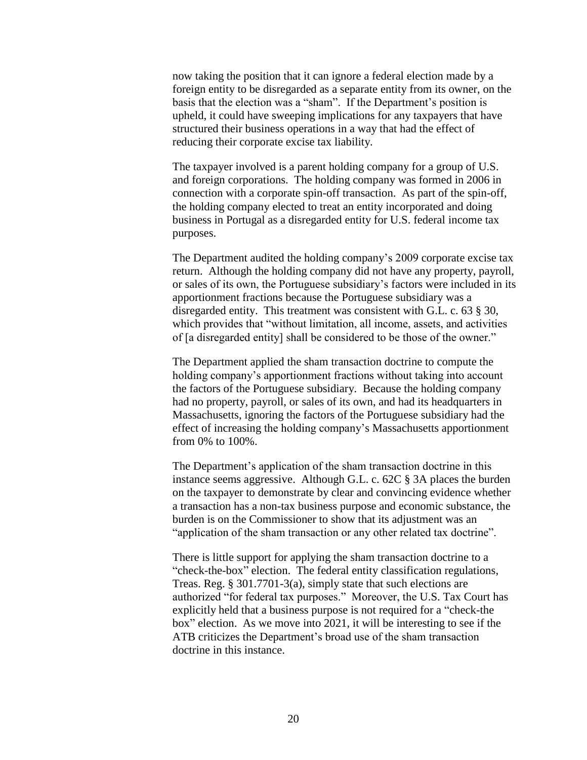now taking the position that it can ignore a federal election made by a foreign entity to be disregarded as a separate entity from its owner, on the basis that the election was a "sham". If the Department's position is upheld, it could have sweeping implications for any taxpayers that have structured their business operations in a way that had the effect of reducing their corporate excise tax liability.

The taxpayer involved is a parent holding company for a group of U.S. and foreign corporations. The holding company was formed in 2006 in connection with a corporate spin-off transaction. As part of the spin-off, the holding company elected to treat an entity incorporated and doing business in Portugal as a disregarded entity for U.S. federal income tax purposes.

The Department audited the holding company's 2009 corporate excise tax return. Although the holding company did not have any property, payroll, or sales of its own, the Portuguese subsidiary's factors were included in its apportionment fractions because the Portuguese subsidiary was a disregarded entity. This treatment was consistent with G.L. c. 63 § 30, which provides that "without limitation, all income, assets, and activities of [a disregarded entity] shall be considered to be those of the owner."

The Department applied the sham transaction doctrine to compute the holding company's apportionment fractions without taking into account the factors of the Portuguese subsidiary. Because the holding company had no property, payroll, or sales of its own, and had its headquarters in Massachusetts, ignoring the factors of the Portuguese subsidiary had the effect of increasing the holding company's Massachusetts apportionment from 0% to 100%.

The Department's application of the sham transaction doctrine in this instance seems aggressive. Although G.L. c. 62C § 3A places the burden on the taxpayer to demonstrate by clear and convincing evidence whether a transaction has a non-tax business purpose and economic substance, the burden is on the Commissioner to show that its adjustment was an "application of the sham transaction or any other related tax doctrine".

There is little support for applying the sham transaction doctrine to a "check-the-box" election. The federal entity classification regulations, Treas. Reg. § 301.7701-3(a), simply state that such elections are authorized "for federal tax purposes." Moreover, the U.S. Tax Court has explicitly held that a business purpose is not required for a "check-the box" election. As we move into 2021, it will be interesting to see if the ATB criticizes the Department's broad use of the sham transaction doctrine in this instance.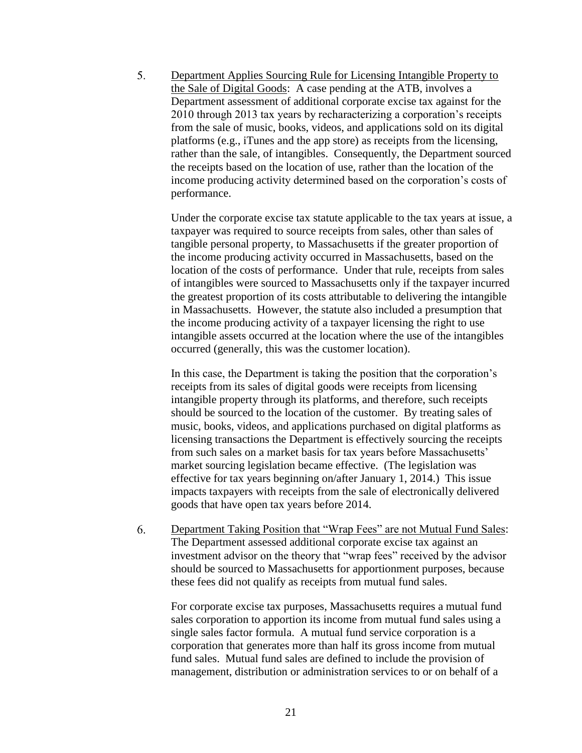5. <u>Department Applies Sourcing Rule for Licensing Intangible Property to the Sale of Digital Goods</u>: A case pending at the ATB, involves a Department assessment of additional corporate excise tax against for the 2010 through 2013 tax years by recharacterizing a corporation's receipts from the sale of music, books, videos, and applications sold on its digital platforms (e.g., iTunes and the app store) as receipts from the licensing, rather than the sale, of intangibles. Consequently, the Department sourced the receipts based on the location of use, rather than the location of the income producing activity determined based on the corporation's costs of performance.

   Under the corporate excise tax statute applicable to the tax years at issue, a taxpayer was required to source receipts from sales, other than sales of tangible personal property, to Massachusetts if the greater proportion of the income producing activity occurred in Massachusetts, based on the location of the costs of performance. Under that rule, receipts from sales of intangibles were sourced to Massachusetts only if the taxpayer incurred the greatest proportion of its costs attributable to delivering the intangible in Massachusetts. However, the statute also included a presumption that the income producing activity of a taxpayer licensing the right to use intangible assets occurred at the location where the use of the intangibles occurred (generally, this was the customer location).

   In this case, the Department is taking the position that the corporation's receipts from its sales of digital goods were receipts from licensing intangible property through its platforms, and therefore, such receipts should be sourced to the location of the customer. By treating sales of music, books, videos, and applications purchased on digital platforms as licensing transactions the Department is effectively sourcing the receipts from such sales on a market basis for tax years before Massachusetts' market sourcing legislation became effective. (The legislation was effective for tax years beginning on/after January 1, 2014.) This issue impacts taxpayers with receipts from the sale of electronically delivered goods that have open tax years before 2014.

6. <u>Department Taking Position that "Wrap Fees" are not Mutual Fund Sales</u>: The Department assessed additional corporate excise tax against an investment advisor on the theory that "wrap fees" received by the advisor should be sourced to Massachusetts for apportionment purposes, because these fees did not qualify as receipts from mutual fund sales.

   For corporate excise tax purposes, Massachusetts requires a mutual fund sales corporation to apportion its income from mutual fund sales using a single sales factor formula. A mutual fund service corporation is a corporation that generates more than half its gross income from mutual fund sales. Mutual fund sales are defined to include the provision of management, distribution or administration services to or on behalf of a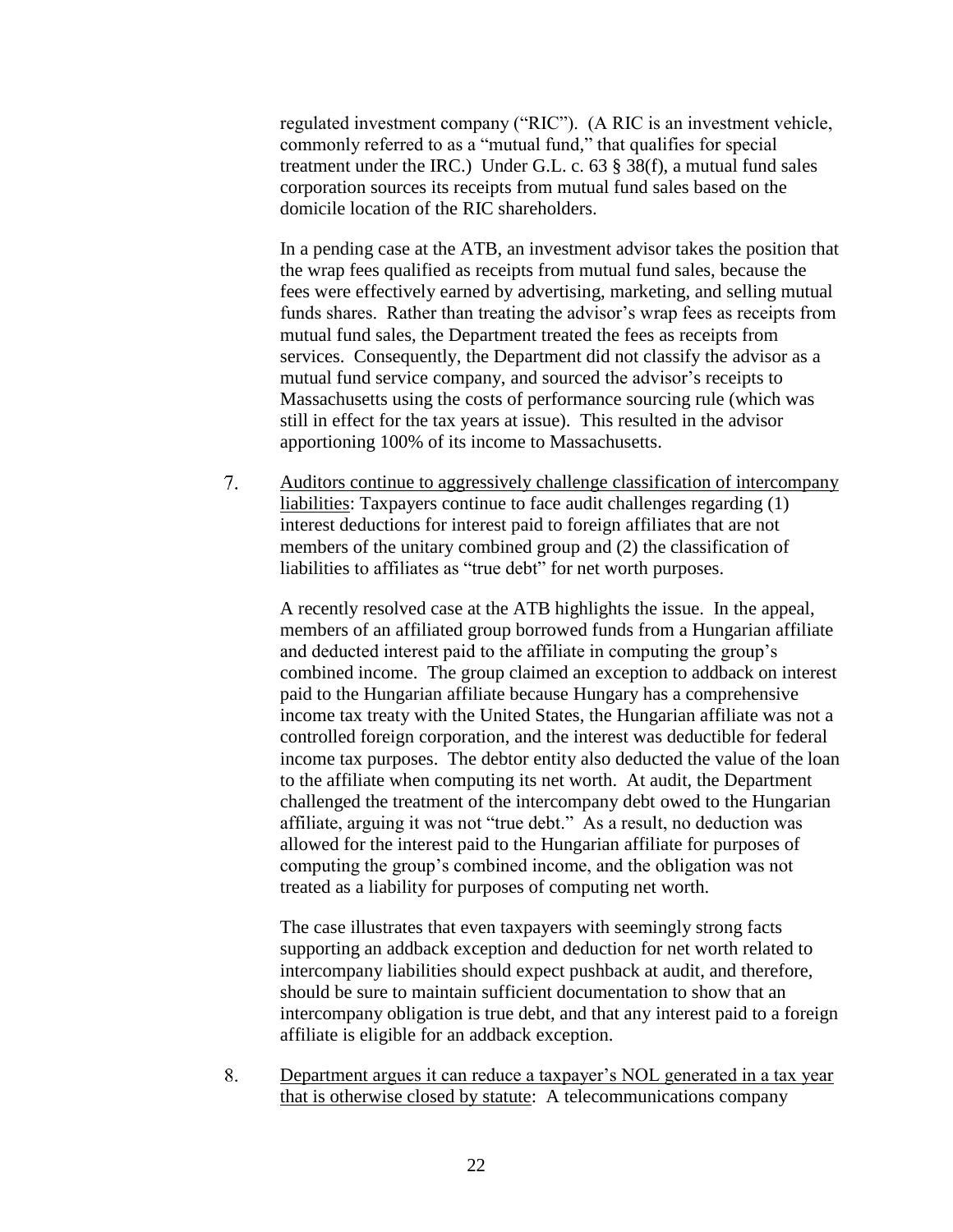regulated investment company ("RIC"). (A RIC is an investment vehicle, commonly referred to as a "mutual fund," that qualifies for special treatment under the IRC.) Under G.L. c. 63 § 38(f), a mutual fund sales corporation sources its receipts from mutual fund sales based on the domicile location of the RIC shareholders.

In a pending case at the ATB, an investment advisor takes the position that the wrap fees qualified as receipts from mutual fund sales, because the fees were effectively earned by advertising, marketing, and selling mutual funds shares. Rather than treating the advisor's wrap fees as receipts from mutual fund sales, the Department treated the fees as receipts from services. Consequently, the Department did not classify the advisor as a mutual fund service company, and sourced the advisor's receipts to Massachusetts using the costs of performance sourcing rule (which was still in effect for the tax years at issue). This resulted in the advisor apportioning 100% of its income to Massachusetts.

7. <u>Auditors continue to aggressively challenge classification of intercompany liabilities</u>: Taxpayers continue to face audit challenges regarding (1) interest deductions for interest paid to foreign affiliates that are not members of the unitary combined group and (2) the classification of liabilities to affiliates as "true debt" for net worth purposes.

   A recently resolved case at the ATB highlights the issue. In the appeal, members of an affiliated group borrowed funds from a Hungarian affiliate and deducted interest paid to the affiliate in computing the group's combined income. The group claimed an exception to addback on interest paid to the Hungarian affiliate because Hungary has a comprehensive income tax treaty with the United States, the Hungarian affiliate was not a controlled foreign corporation, and the interest was deductible for federal income tax purposes. The debtor entity also deducted the value of the loan to the affiliate when computing its net worth. At audit, the Department challenged the treatment of the intercompany debt owed to the Hungarian affiliate, arguing it was not "true debt." As a result, no deduction was allowed for the interest paid to the Hungarian affiliate for purposes of computing the group's combined income, and the obligation was not treated as a liability for purposes of computing net worth.

   The case illustrates that even taxpayers with seemingly strong facts supporting an addback exception and deduction for net worth related to intercompany liabilities should expect pushback at audit, and therefore, should be sure to maintain sufficient documentation to show that an intercompany obligation is true debt, and that any interest paid to a foreign affiliate is eligible for an addback exception.

8. <u>Department argues it can reduce a taxpayer's NOL generated in a tax year that is otherwise closed by statute</u>: A telecommunications company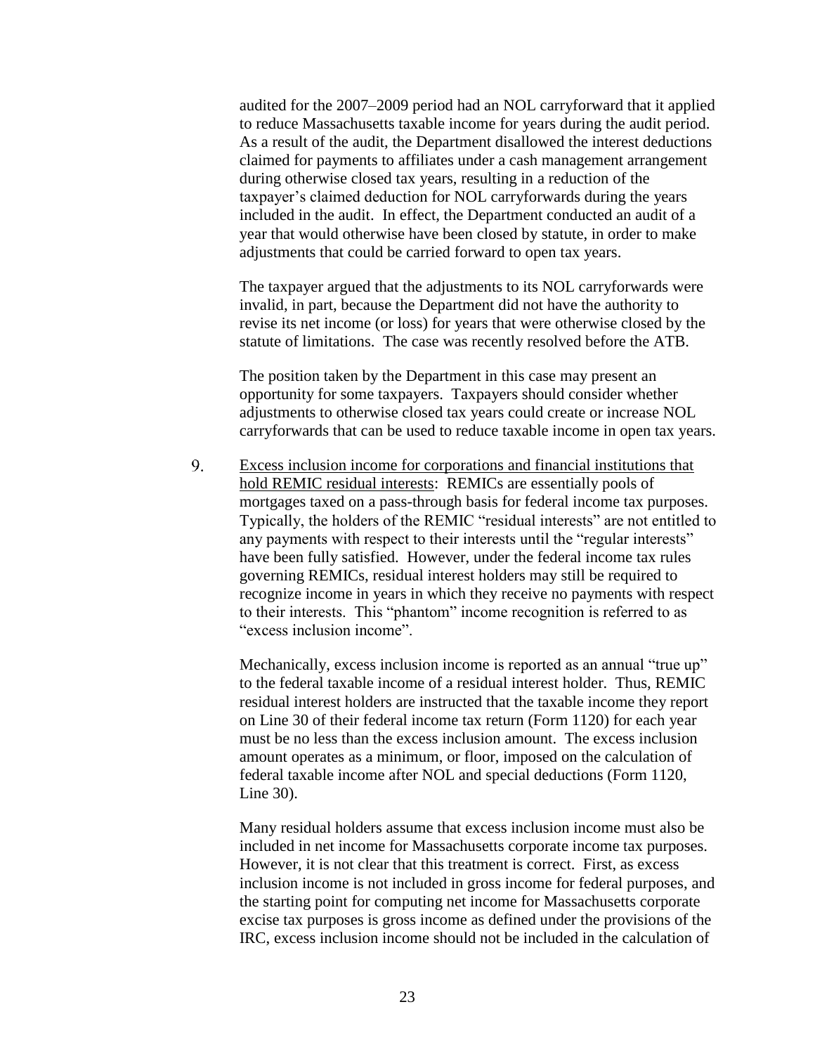audited for the 2007–2009 period had an NOL carryforward that it applied to reduce Massachusetts taxable income for years during the audit period. As a result of the audit, the Department disallowed the interest deductions claimed for payments to affiliates under a cash management arrangement during otherwise closed tax years, resulting in a reduction of the taxpayer's claimed deduction for NOL carryforwards during the years included in the audit. In effect, the Department conducted an audit of a year that would otherwise have been closed by statute, in order to make adjustments that could be carried forward to open tax years.

The taxpayer argued that the adjustments to its NOL carryforwards were invalid, in part, because the Department did not have the authority to revise its net income (or loss) for years that were otherwise closed by the statute of limitations. The case was recently resolved before the ATB.

The position taken by the Department in this case may present an opportunity for some taxpayers. Taxpayers should consider whether adjustments to otherwise closed tax years could create or increase NOL carryforwards that can be used to reduce taxable income in open tax years.

9. Excess inclusion income for corporations and financial institutions that hold REMIC residual interests: REMICs are essentially pools of mortgages taxed on a pass-through basis for federal income tax purposes. Typically, the holders of the REMIC "residual interests" are not entitled to any payments with respect to their interests until the "regular interests" have been fully satisfied. However, under the federal income tax rules governing REMICs, residual interest holders may still be required to recognize income in years in which they receive no payments with respect to their interests. This "phantom" income recognition is referred to as "excess inclusion income".

   Mechanically, excess inclusion income is reported as an annual "true up" to the federal taxable income of a residual interest holder. Thus, REMIC residual interest holders are instructed that the taxable income they report on Line 30 of their federal income tax return (Form 1120) for each year must be no less than the excess inclusion amount. The excess inclusion amount operates as a minimum, or floor, imposed on the calculation of federal taxable income after NOL and special deductions (Form 1120, Line 30).

   Many residual holders assume that excess inclusion income must also be included in net income for Massachusetts corporate income tax purposes. However, it is not clear that this treatment is correct. First, as excess inclusion income is not included in gross income for federal purposes, and the starting point for computing net income for Massachusetts corporate excise tax purposes is gross income as defined under the provisions of the IRC, excess inclusion income should not be included in the calculation of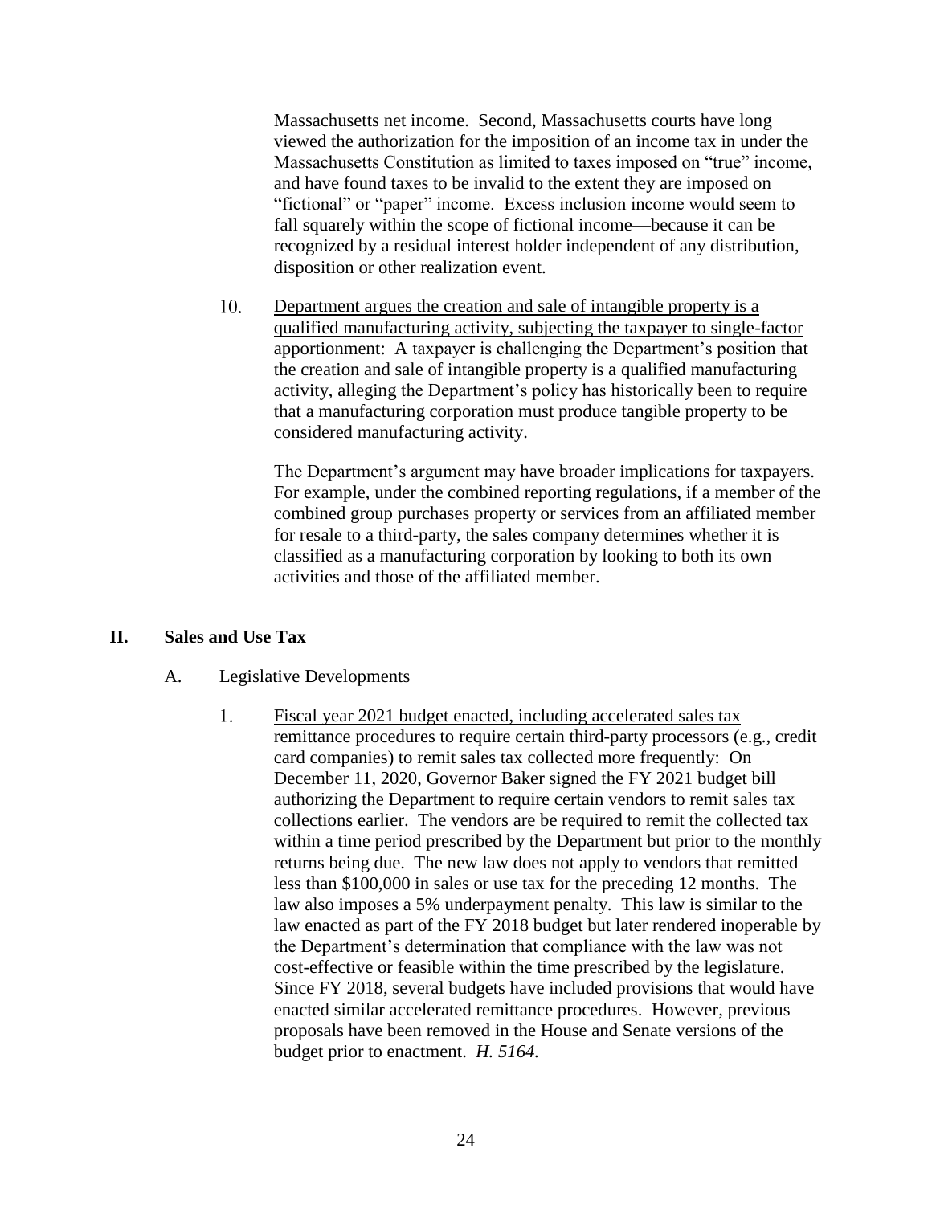Massachusetts net income. Second, Massachusetts courts have long viewed the authorization for the imposition of an income tax in under the Massachusetts Constitution as limited to taxes imposed on "true" income, and have found taxes to be invalid to the extent they are imposed on "fictional" or "paper" income. Excess inclusion income would seem to fall squarely within the scope of fictional income—because it can be recognized by a residual interest holder independent of any distribution, disposition or other realization event.

10. <u>Department argues the creation and sale of intangible property is a qualified manufacturing activity, subjecting the taxpayer to single-factor apportionment</u>: A taxpayer is challenging the Department's position that the creation and sale of intangible property is a qualified manufacturing activity, alleging the Department's policy has historically been to require that a manufacturing corporation must produce tangible property to be considered manufacturing activity.

    The Department's argument may have broader implications for taxpayers. For example, under the combined reporting regulations, if a member of the combined group purchases property or services from an affiliated member for resale to a third-party, the sales company determines whether it is classified as a manufacturing corporation by looking to both its own activities and those of the affiliated member.

## II. Sales and Use Tax

### A. Legislative Developments

1. <u>Fiscal year 2021 budget enacted, including accelerated sales tax remittance procedures to require certain third-party processors (e.g., credit card companies) to remit sales tax collected more frequently</u>: On December 11, 2020, Governor Baker signed the FY 2021 budget bill authorizing the Department to require certain vendors to remit sales tax collections earlier. The vendors are be required to remit the collected tax within a time period prescribed by the Department but prior to the monthly returns being due. The new law does not apply to vendors that remitted less than $100,000 in sales or use tax for the preceding 12 months. The law also imposes a 5% underpayment penalty. This law is similar to the law enacted as part of the FY 2018 budget but later rendered inoperable by the Department's determination that compliance with the law was not cost-effective or feasible within the time prescribed by the legislature. Since FY 2018, several budgets have included provisions that would have enacted similar accelerated remittance procedures. However, previous proposals have been removed in the House and Senate versions of the budget prior to enactment. *H. 5164.*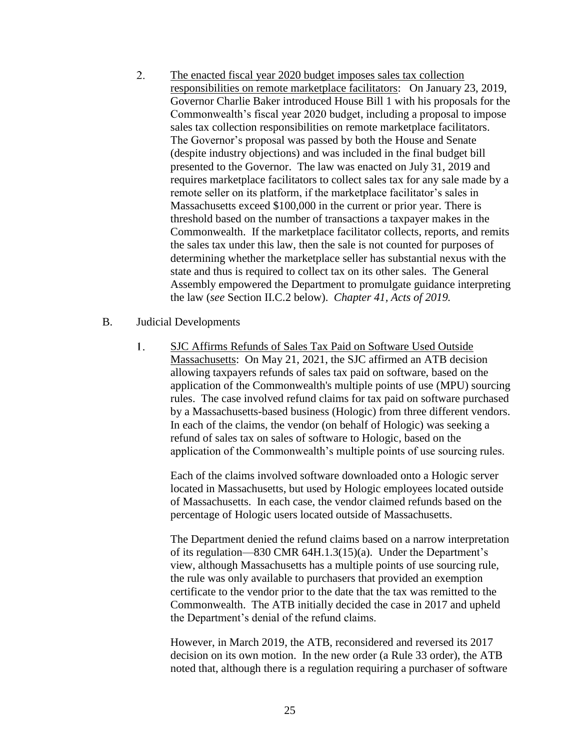2. <u>The enacted fiscal year 2020 budget imposes sales tax collection responsibilities on remote marketplace facilitators</u>: On January 23, 2019, Governor Charlie Baker introduced House Bill 1 with his proposals for the Commonwealth's fiscal year 2020 budget, including a proposal to impose sales tax collection responsibilities on remote marketplace facilitators. The Governor's proposal was passed by both the House and Senate (despite industry objections) and was included in the final budget bill presented to the Governor. The law was enacted on July 31, 2019 and requires marketplace facilitators to collect sales tax for any sale made by a remote seller on its platform, if the marketplace facilitator's sales in Massachusetts exceed $100,000 in the current or prior year. There is threshold based on the number of transactions a taxpayer makes in the Commonwealth. If the marketplace facilitator collects, reports, and remits the sales tax under this law, then the sale is not counted for purposes of determining whether the marketplace seller has substantial nexus with the state and thus is required to collect tax on its other sales. The General Assembly empowered the Department to promulgate guidance interpreting the law (*see* Section II.C.2 below). *Chapter 41, Acts of 2019.*

B. Judicial Developments

1. <u>SJC Affirms Refunds of Sales Tax Paid on Software Used Outside Massachusetts</u>: On May 21, 2021, the SJC affirmed an ATB decision allowing taxpayers refunds of sales tax paid on software, based on the application of the Commonwealth's multiple points of use (MPU) sourcing rules. The case involved refund claims for tax paid on software purchased by a Massachusetts-based business (Hologic) from three different vendors. In each of the claims, the vendor (on behalf of Hologic) was seeking a refund of sales tax on sales of software to Hologic, based on the application of the Commonwealth's multiple points of use sourcing rules.

   Each of the claims involved software downloaded onto a Hologic server located in Massachusetts, but used by Hologic employees located outside of Massachusetts. In each case, the vendor claimed refunds based on the percentage of Hologic users located outside of Massachusetts.

   The Department denied the refund claims based on a narrow interpretation of its regulation—830 CMR 64H.1.3(15)(a). Under the Department's view, although Massachusetts has a multiple points of use sourcing rule, the rule was only available to purchasers that provided an exemption certificate to the vendor prior to the date that the tax was remitted to the Commonwealth. The ATB initially decided the case in 2017 and upheld the Department's denial of the refund claims.

   However, in March 2019, the ATB, reconsidered and reversed its 2017 decision on its own motion. In the new order (a Rule 33 order), the ATB noted that, although there is a regulation requiring a purchaser of software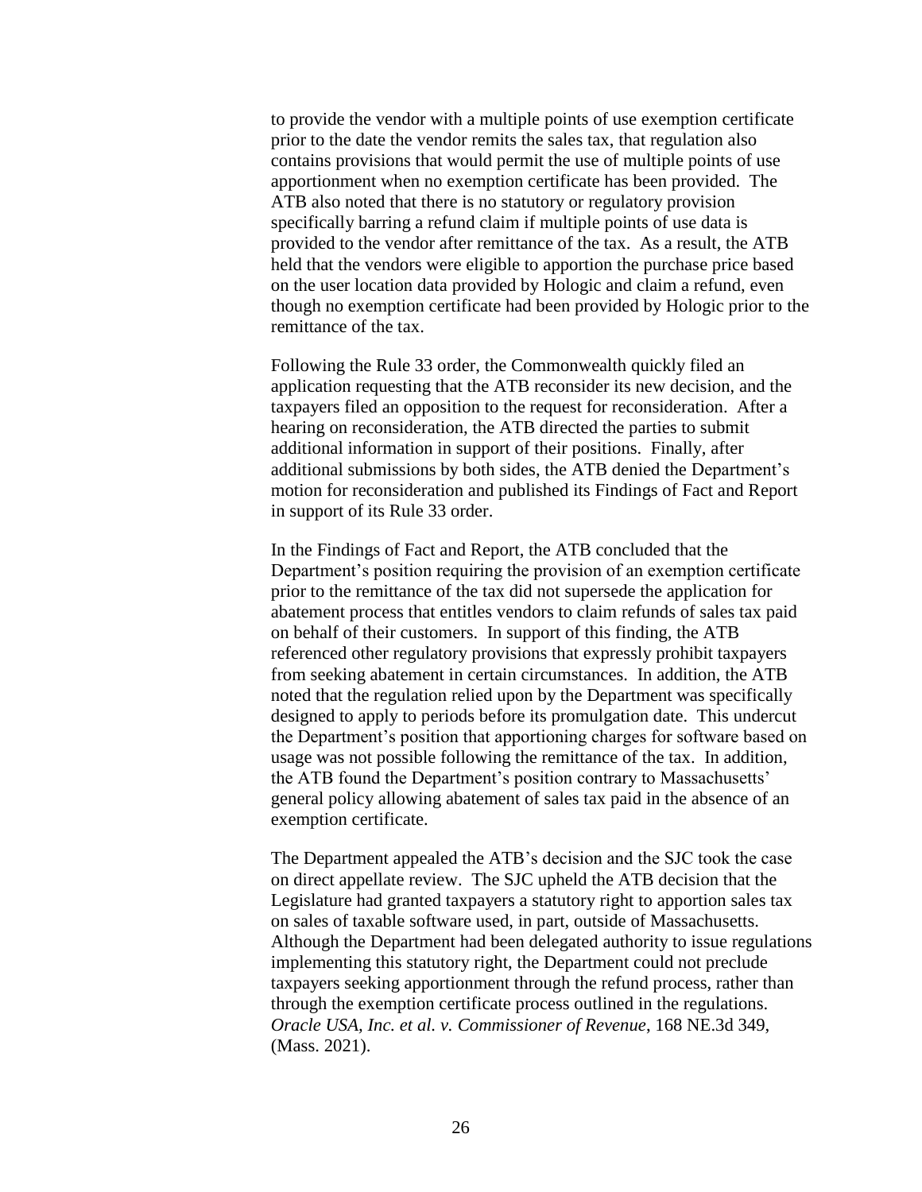to provide the vendor with a multiple points of use exemption certificate prior to the date the vendor remits the sales tax, that regulation also contains provisions that would permit the use of multiple points of use apportionment when no exemption certificate has been provided. The ATB also noted that there is no statutory or regulatory provision specifically barring a refund claim if multiple points of use data is provided to the vendor after remittance of the tax. As a result, the ATB held that the vendors were eligible to apportion the purchase price based on the user location data provided by Hologic and claim a refund, even though no exemption certificate had been provided by Hologic prior to the remittance of the tax.

Following the Rule 33 order, the Commonwealth quickly filed an application requesting that the ATB reconsider its new decision, and the taxpayers filed an opposition to the request for reconsideration. After a hearing on reconsideration, the ATB directed the parties to submit additional information in support of their positions. Finally, after additional submissions by both sides, the ATB denied the Department's motion for reconsideration and published its Findings of Fact and Report in support of its Rule 33 order.

In the Findings of Fact and Report, the ATB concluded that the Department's position requiring the provision of an exemption certificate prior to the remittance of the tax did not supersede the application for abatement process that entitles vendors to claim refunds of sales tax paid on behalf of their customers. In support of this finding, the ATB referenced other regulatory provisions that expressly prohibit taxpayers from seeking abatement in certain circumstances. In addition, the ATB noted that the regulation relied upon by the Department was specifically designed to apply to periods before its promulgation date. This undercut the Department's position that apportioning charges for software based on usage was not possible following the remittance of the tax. In addition, the ATB found the Department's position contrary to Massachusetts' general policy allowing abatement of sales tax paid in the absence of an exemption certificate.

The Department appealed the ATB's decision and the SJC took the case on direct appellate review. The SJC upheld the ATB decision that the Legislature had granted taxpayers a statutory right to apportion sales tax on sales of taxable software used, in part, outside of Massachusetts. Although the Department had been delegated authority to issue regulations implementing this statutory right, the Department could not preclude taxpayers seeking apportionment through the refund process, rather than through the exemption certificate process outlined in the regulations. *Oracle USA, Inc. et al. v. Commissioner of Revenue*, 168 NE.3d 349, (Mass. 2021).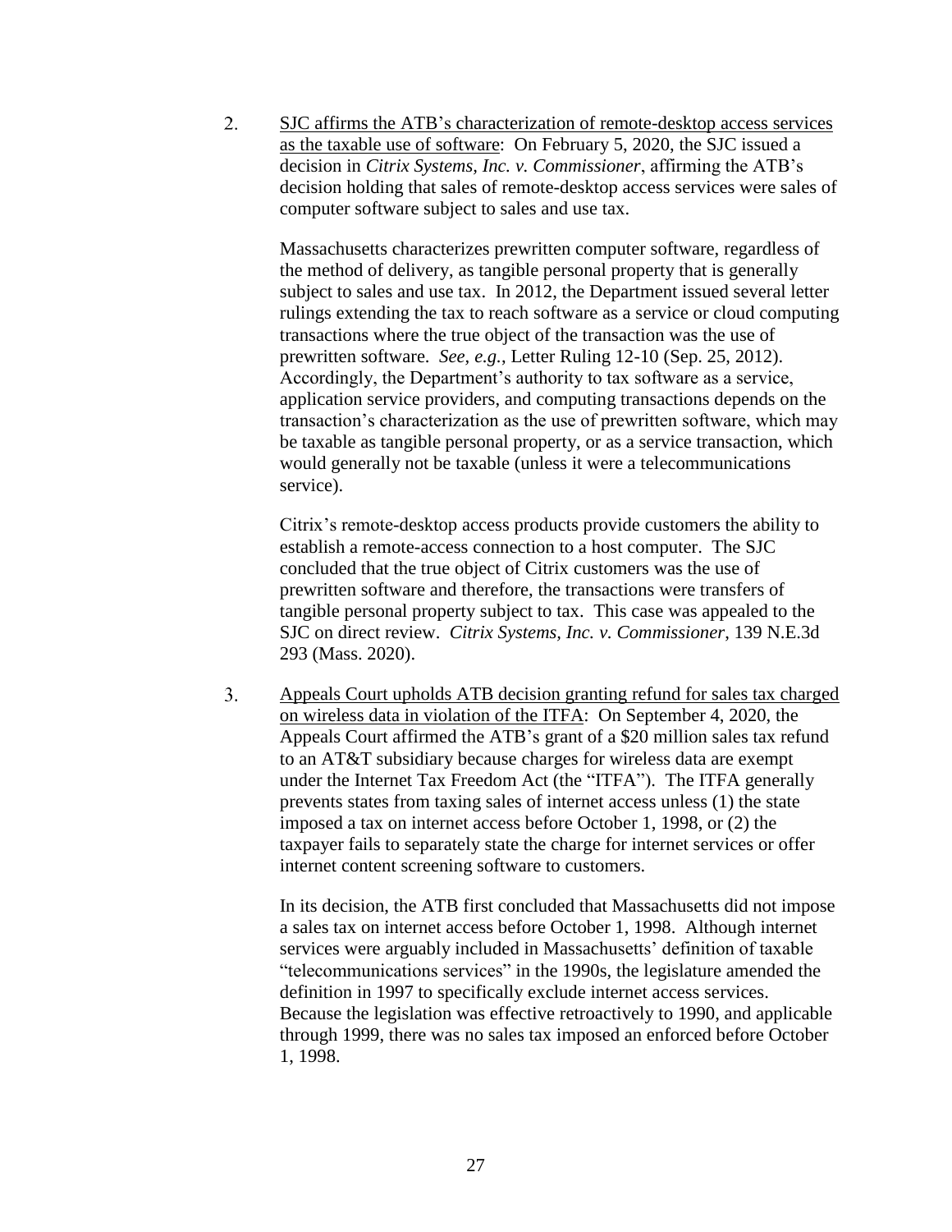2. <u>SJC affirms the ATB's characterization of remote-desktop access services as the taxable use of software</u>: On February 5, 2020, the SJC issued a decision in *Citrix Systems, Inc. v. Commissioner*, affirming the ATB's decision holding that sales of remote-desktop access services were sales of computer software subject to sales and use tax.

   Massachusetts characterizes prewritten computer software, regardless of the method of delivery, as tangible personal property that is generally subject to sales and use tax. In 2012, the Department issued several letter rulings extending the tax to reach software as a service or cloud computing transactions where the true object of the transaction was the use of prewritten software. *See, e.g.*, Letter Ruling 12-10 (Sep. 25, 2012). Accordingly, the Department's authority to tax software as a service, application service providers, and computing transactions depends on the transaction's characterization as the use of prewritten software, which may be taxable as tangible personal property, or as a service transaction, which would generally not be taxable (unless it were a telecommunications service).

   Citrix's remote-desktop access products provide customers the ability to establish a remote-access connection to a host computer. The SJC concluded that the true object of Citrix customers was the use of prewritten software and therefore, the transactions were transfers of tangible personal property subject to tax. This case was appealed to the SJC on direct review. *Citrix Systems, Inc. v. Commissioner*, 139 N.E.3d 293 (Mass. 2020).

3. <u>Appeals Court upholds ATB decision granting refund for sales tax charged on wireless data in violation of the ITFA</u>: On September 4, 2020, the Appeals Court affirmed the ATB's grant of a $20 million sales tax refund to an AT&T subsidiary because charges for wireless data are exempt under the Internet Tax Freedom Act (the "ITFA"). The ITFA generally prevents states from taxing sales of internet access unless (1) the state imposed a tax on internet access before October 1, 1998, or (2) the taxpayer fails to separately state the charge for internet services or offer internet content screening software to customers.

   In its decision, the ATB first concluded that Massachusetts did not impose a sales tax on internet access before October 1, 1998. Although internet services were arguably included in Massachusetts' definition of taxable "telecommunications services" in the 1990s, the legislature amended the definition in 1997 to specifically exclude internet access services. Because the legislation was effective retroactively to 1990, and applicable through 1999, there was no sales tax imposed an enforced before October 1, 1998.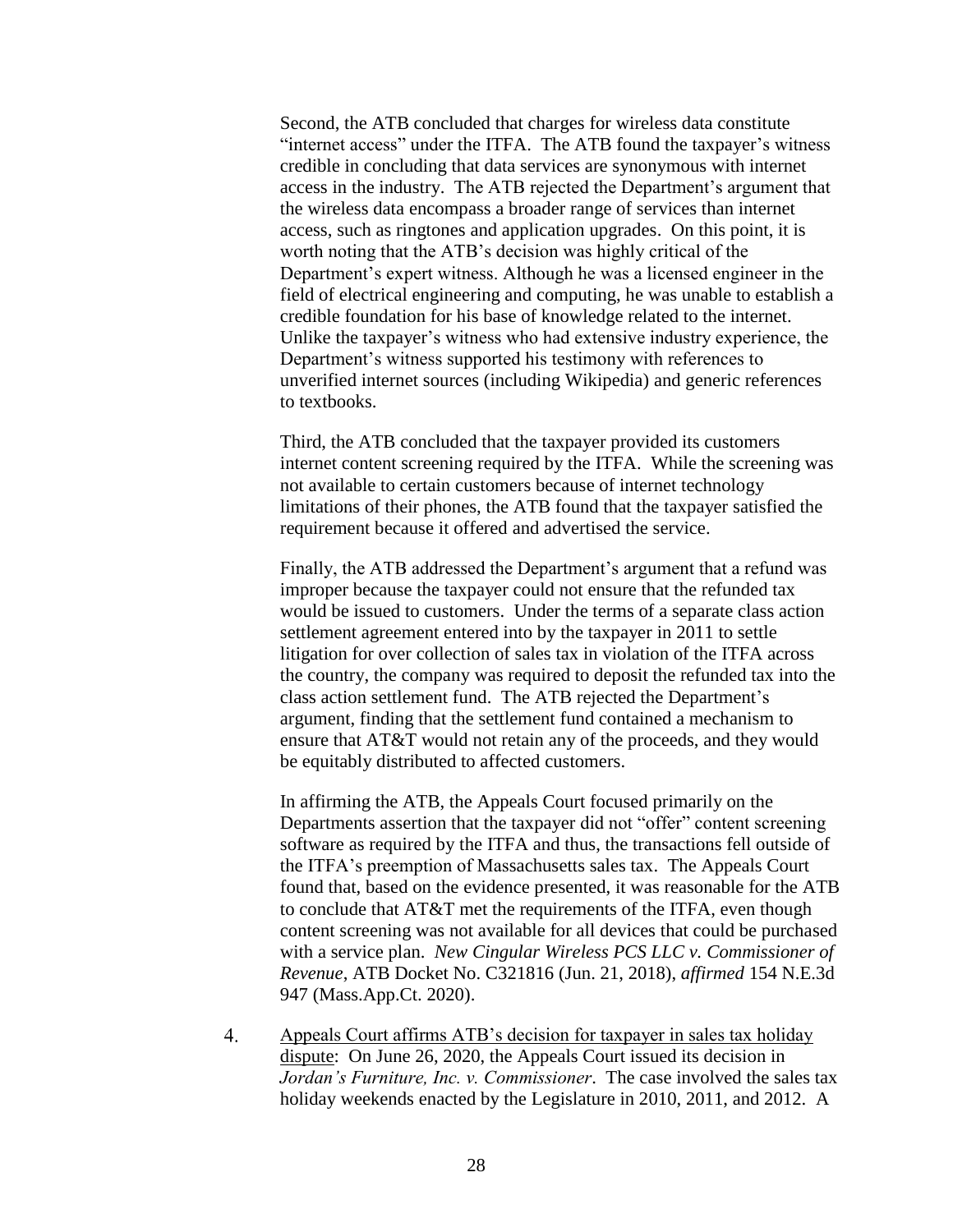Second, the ATB concluded that charges for wireless data constitute "internet access" under the ITFA. The ATB found the taxpayer's witness credible in concluding that data services are synonymous with internet access in the industry. The ATB rejected the Department's argument that the wireless data encompass a broader range of services than internet access, such as ringtones and application upgrades. On this point, it is worth noting that the ATB's decision was highly critical of the Department's expert witness. Although he was a licensed engineer in the field of electrical engineering and computing, he was unable to establish a credible foundation for his base of knowledge related to the internet. Unlike the taxpayer's witness who had extensive industry experience, the Department's witness supported his testimony with references to unverified internet sources (including Wikipedia) and generic references to textbooks.

Third, the ATB concluded that the taxpayer provided its customers internet content screening required by the ITFA. While the screening was not available to certain customers because of internet technology limitations of their phones, the ATB found that the taxpayer satisfied the requirement because it offered and advertised the service.

Finally, the ATB addressed the Department's argument that a refund was improper because the taxpayer could not ensure that the refunded tax would be issued to customers. Under the terms of a separate class action settlement agreement entered into by the taxpayer in 2011 to settle litigation for over collection of sales tax in violation of the ITFA across the country, the company was required to deposit the refunded tax into the class action settlement fund. The ATB rejected the Department's argument, finding that the settlement fund contained a mechanism to ensure that AT&T would not retain any of the proceeds, and they would be equitably distributed to affected customers.

In affirming the ATB, the Appeals Court focused primarily on the Departments assertion that the taxpayer did not "offer" content screening software as required by the ITFA and thus, the transactions fell outside of the ITFA's preemption of Massachusetts sales tax. The Appeals Court found that, based on the evidence presented, it was reasonable for the ATB to conclude that AT&T met the requirements of the ITFA, even though content screening was not available for all devices that could be purchased with a service plan. *New Cingular Wireless PCS LLC v. Commissioner of Revenue*, ATB Docket No. C321816 (Jun. 21, 2018), *affirmed* 154 N.E.3d 947 (Mass.App.Ct. 2020).

4. Appeals Court affirms ATB's decision for taxpayer in sales tax holiday dispute: On June 26, 2020, the Appeals Court issued its decision in *Jordan's Furniture, Inc. v. Commissioner*. The case involved the sales tax holiday weekends enacted by the Legislature in 2010, 2011, and 2012. A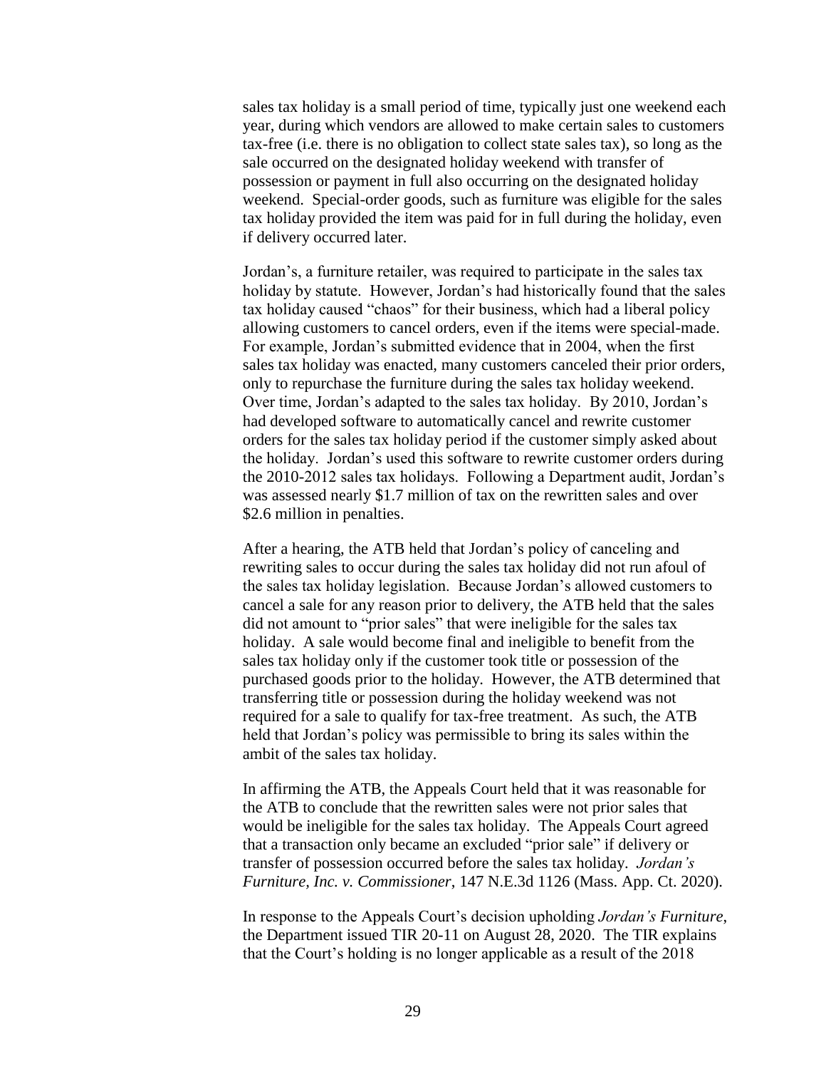sales tax holiday is a small period of time, typically just one weekend each year, during which vendors are allowed to make certain sales to customers tax-free (i.e. there is no obligation to collect state sales tax), so long as the sale occurred on the designated holiday weekend with transfer of possession or payment in full also occurring on the designated holiday weekend. Special-order goods, such as furniture was eligible for the sales tax holiday provided the item was paid for in full during the holiday, even if delivery occurred later.

Jordan's, a furniture retailer, was required to participate in the sales tax holiday by statute. However, Jordan's had historically found that the sales tax holiday caused "chaos" for their business, which had a liberal policy allowing customers to cancel orders, even if the items were special-made. For example, Jordan's submitted evidence that in 2004, when the first sales tax holiday was enacted, many customers canceled their prior orders, only to repurchase the furniture during the sales tax holiday weekend. Over time, Jordan's adapted to the sales tax holiday. By 2010, Jordan's had developed software to automatically cancel and rewrite customer orders for the sales tax holiday period if the customer simply asked about the holiday. Jordan's used this software to rewrite customer orders during the 2010-2012 sales tax holidays. Following a Department audit, Jordan's was assessed nearly $1.7 million of tax on the rewritten sales and over $2.6 million in penalties.

After a hearing, the ATB held that Jordan's policy of canceling and rewriting sales to occur during the sales tax holiday did not run afoul of the sales tax holiday legislation. Because Jordan's allowed customers to cancel a sale for any reason prior to delivery, the ATB held that the sales did not amount to "prior sales" that were ineligible for the sales tax holiday. A sale would become final and ineligible to benefit from the sales tax holiday only if the customer took title or possession of the purchased goods prior to the holiday. However, the ATB determined that transferring title or possession during the holiday weekend was not required for a sale to qualify for tax-free treatment. As such, the ATB held that Jordan's policy was permissible to bring its sales within the ambit of the sales tax holiday.

In affirming the ATB, the Appeals Court held that it was reasonable for the ATB to conclude that the rewritten sales were not prior sales that would be ineligible for the sales tax holiday. The Appeals Court agreed that a transaction only became an excluded "prior sale" if delivery or transfer of possession occurred before the sales tax holiday. *Jordan's Furniture, Inc. v. Commissioner*, 147 N.E.3d 1126 (Mass. App. Ct. 2020).

In response to the Appeals Court's decision upholding *Jordan's Furniture*, the Department issued TIR 20-11 on August 28, 2020. The TIR explains that the Court's holding is no longer applicable as a result of the 2018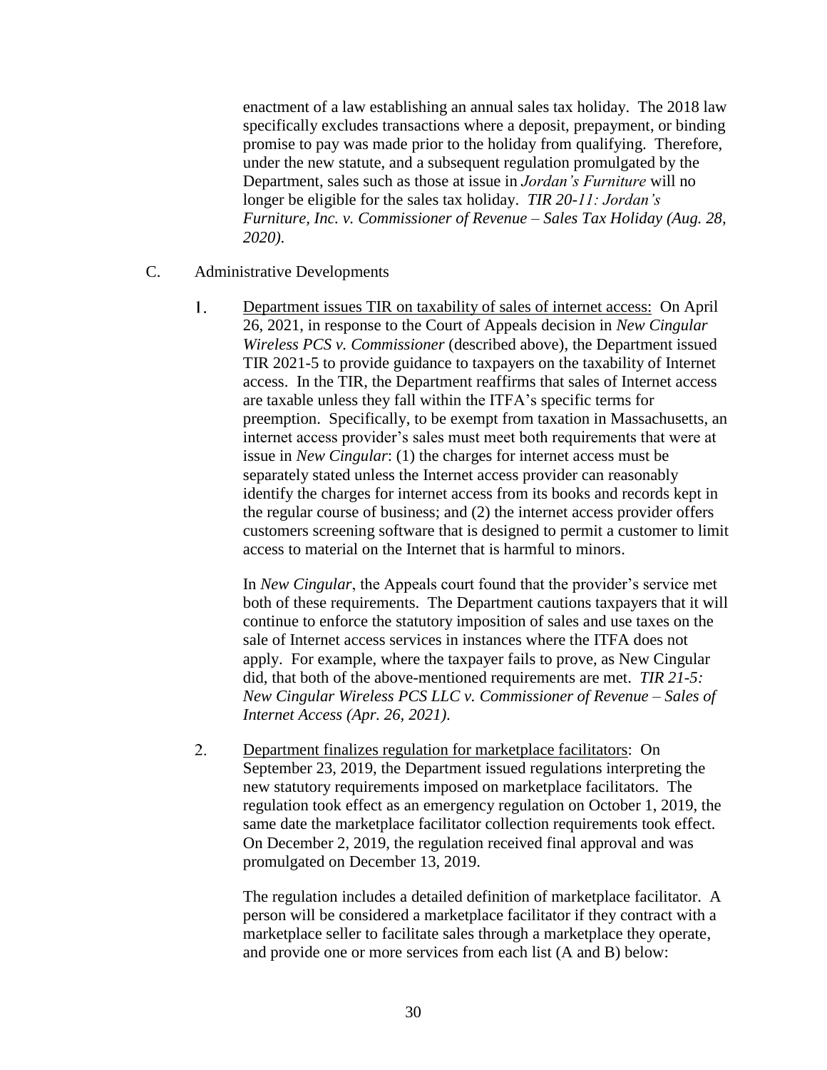enactment of a law establishing an annual sales tax holiday. The 2018 law specifically excludes transactions where a deposit, prepayment, or binding promise to pay was made prior to the holiday from qualifying. Therefore, under the new statute, and a subsequent regulation promulgated by the Department, sales such as those at issue in *Jordan's Furniture* will no longer be eligible for the sales tax holiday. *TIR 20-11: Jordan's Furniture, Inc. v. Commissioner of Revenue – Sales Tax Holiday (Aug. 28, 2020).*

C. Administrative Developments

1. Department issues TIR on taxability of sales of internet access: On April 26, 2021, in response to the Court of Appeals decision in *New Cingular Wireless PCS v. Commissioner* (described above), the Department issued TIR 2021-5 to provide guidance to taxpayers on the taxability of Internet access. In the TIR, the Department reaffirms that sales of Internet access are taxable unless they fall within the ITFA's specific terms for preemption. Specifically, to be exempt from taxation in Massachusetts, an internet access provider's sales must meet both requirements that were at issue in *New Cingular*: (1) the charges for internet access must be separately stated unless the Internet access provider can reasonably identify the charges for internet access from its books and records kept in the regular course of business; and (2) the internet access provider offers customers screening software that is designed to permit a customer to limit access to material on the Internet that is harmful to minors.

   In *New Cingular*, the Appeals court found that the provider's service met both of these requirements. The Department cautions taxpayers that it will continue to enforce the statutory imposition of sales and use taxes on the sale of Internet access services in instances where the ITFA does not apply. For example, where the taxpayer fails to prove, as New Cingular did, that both of the above-mentioned requirements are met. *TIR 21-5: New Cingular Wireless PCS LLC v. Commissioner of Revenue – Sales of Internet Access (Apr. 26, 2021).*

2. Department finalizes regulation for marketplace facilitators: On September 23, 2019, the Department issued regulations interpreting the new statutory requirements imposed on marketplace facilitators. The regulation took effect as an emergency regulation on October 1, 2019, the same date the marketplace facilitator collection requirements took effect. On December 2, 2019, the regulation received final approval and was promulgated on December 13, 2019.

   The regulation includes a detailed definition of marketplace facilitator. A person will be considered a marketplace facilitator if they contract with a marketplace seller to facilitate sales through a marketplace they operate, and provide one or more services from each list (A and B) below: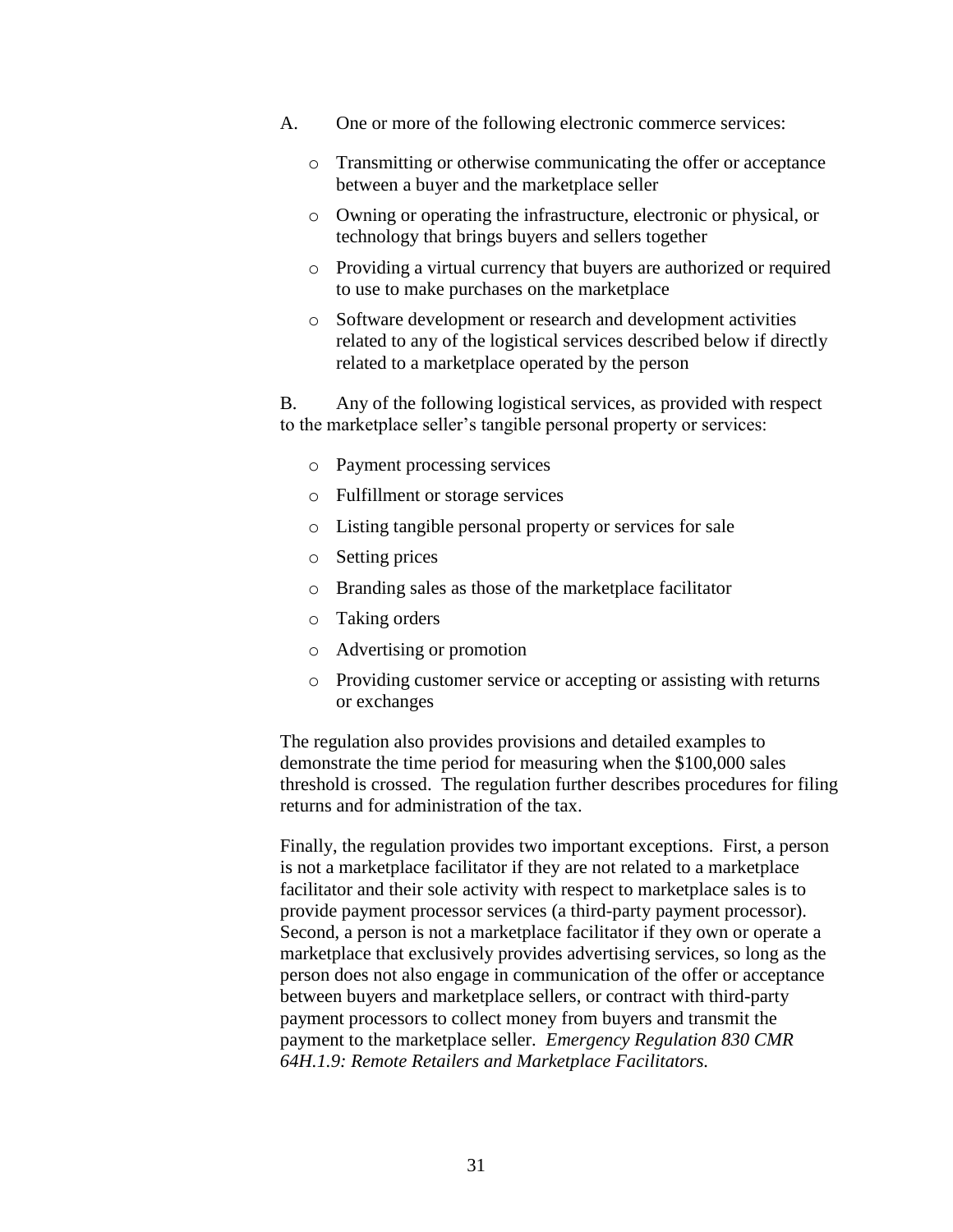A. One or more of the following electronic commerce services:

- Transmitting or otherwise communicating the offer or acceptance between a buyer and the marketplace seller
- Owning or operating the infrastructure, electronic or physical, or technology that brings buyers and sellers together
- Providing a virtual currency that buyers are authorized or required to use to make purchases on the marketplace
- Software development or research and development activities related to any of the logistical services described below if directly related to a marketplace operated by the person

B. Any of the following logistical services, as provided with respect to the marketplace seller's tangible personal property or services:

- Payment processing services
- Fulfillment or storage services
- Listing tangible personal property or services for sale
- Setting prices
- Branding sales as those of the marketplace facilitator
- Taking orders
- Advertising or promotion
- Providing customer service or accepting or assisting with returns or exchanges

The regulation also provides provisions and detailed examples to demonstrate the time period for measuring when the $100,000 sales threshold is crossed. The regulation further describes procedures for filing returns and for administration of the tax.

Finally, the regulation provides two important exceptions. First, a person is not a marketplace facilitator if they are not related to a marketplace facilitator and their sole activity with respect to marketplace sales is to provide payment processor services (a third-party payment processor). Second, a person is not a marketplace facilitator if they own or operate a marketplace that exclusively provides advertising services, so long as the person does not also engage in communication of the offer or acceptance between buyers and marketplace sellers, or contract with third-party payment processors to collect money from buyers and transmit the payment to the marketplace seller. *Emergency Regulation 830 CMR 64H.1.9: Remote Retailers and Marketplace Facilitators.*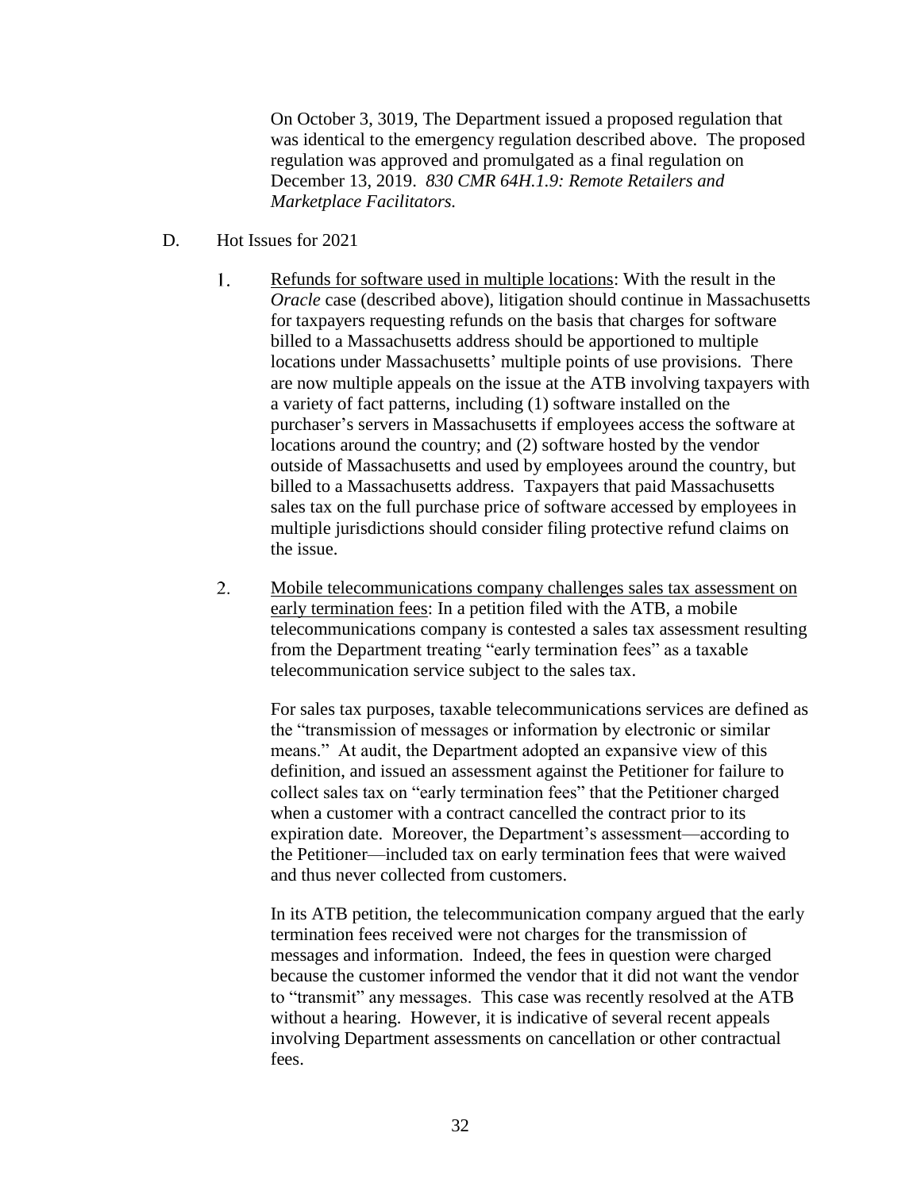On October 3, 3019, The Department issued a proposed regulation that was identical to the emergency regulation described above. The proposed regulation was approved and promulgated as a final regulation on December 13, 2019. *830 CMR 64H.1.9: Remote Retailers and Marketplace Facilitators.*

D. Hot Issues for 2021

1. Refunds for software used in multiple locations: With the result in the *Oracle* case (described above), litigation should continue in Massachusetts for taxpayers requesting refunds on the basis that charges for software billed to a Massachusetts address should be apportioned to multiple locations under Massachusetts' multiple points of use provisions. There are now multiple appeals on the issue at the ATB involving taxpayers with a variety of fact patterns, including (1) software installed on the purchaser's servers in Massachusetts if employees access the software at locations around the country; and (2) software hosted by the vendor outside of Massachusetts and used by employees around the country, but billed to a Massachusetts address. Taxpayers that paid Massachusetts sales tax on the full purchase price of software accessed by employees in multiple jurisdictions should consider filing protective refund claims on the issue.

2. Mobile telecommunications company challenges sales tax assessment on early termination fees: In a petition filed with the ATB, a mobile telecommunications company is contested a sales tax assessment resulting from the Department treating "early termination fees" as a taxable telecommunication service subject to the sales tax.

   For sales tax purposes, taxable telecommunications services are defined as the "transmission of messages or information by electronic or similar means." At audit, the Department adopted an expansive view of this definition, and issued an assessment against the Petitioner for failure to collect sales tax on "early termination fees" that the Petitioner charged when a customer with a contract cancelled the contract prior to its expiration date. Moreover, the Department's assessment—according to the Petitioner—included tax on early termination fees that were waived and thus never collected from customers.

   In its ATB petition, the telecommunication company argued that the early termination fees received were not charges for the transmission of messages and information. Indeed, the fees in question were charged because the customer informed the vendor that it did not want the vendor to "transmit" any messages. This case was recently resolved at the ATB without a hearing. However, it is indicative of several recent appeals involving Department assessments on cancellation or other contractual fees.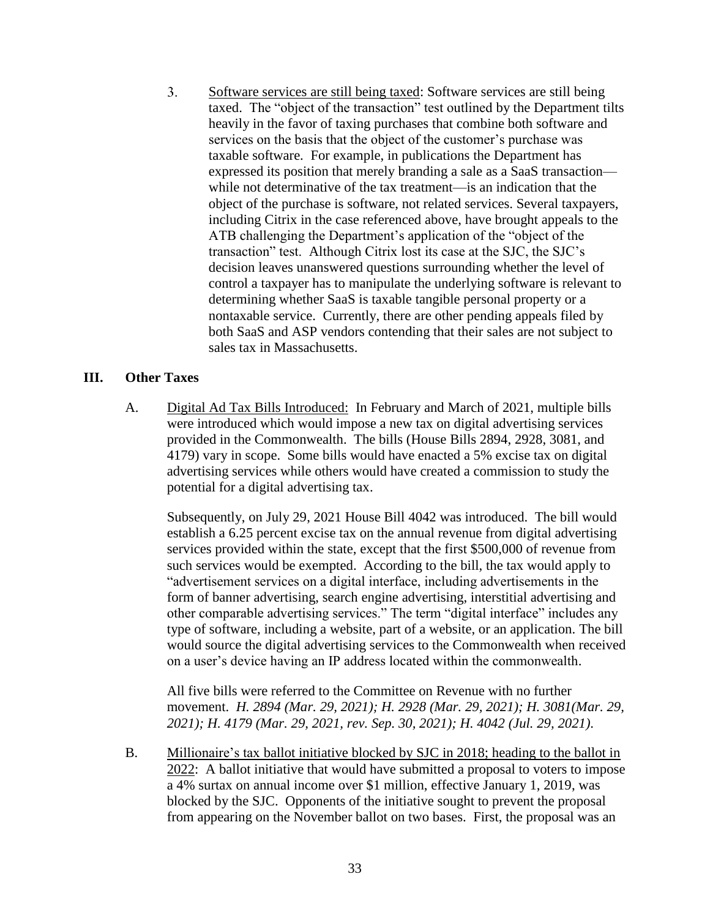3. Software services are still being taxed: Software services are still being taxed. The "object of the transaction" test outlined by the Department tilts heavily in the favor of taxing purchases that combine both software and services on the basis that the object of the customer's purchase was taxable software. For example, in publications the Department has expressed its position that merely branding a sale as a SaaS transaction—while not determinative of the tax treatment—is an indication that the object of the purchase is software, not related services. Several taxpayers, including Citrix in the case referenced above, have brought appeals to the ATB challenging the Department's application of the "object of the transaction" test. Although Citrix lost its case at the SJC, the SJC's decision leaves unanswered questions surrounding whether the level of control a taxpayer has to manipulate the underlying software is relevant to determining whether SaaS is taxable tangible personal property or a nontaxable service. Currently, there are other pending appeals filed by both SaaS and ASP vendors contending that their sales are not subject to sales tax in Massachusetts.

## III. Other Taxes

A. Digital Ad Tax Bills Introduced: In February and March of 2021, multiple bills were introduced which would impose a new tax on digital advertising services provided in the Commonwealth. The bills (House Bills 2894, 2928, 3081, and 4179) vary in scope. Some bills would have enacted a 5% excise tax on digital advertising services while others would have created a commission to study the potential for a digital advertising tax.

Subsequently, on July 29, 2021 House Bill 4042 was introduced. The bill would establish a 6.25 percent excise tax on the annual revenue from digital advertising services provided within the state, except that the first $500,000 of revenue from such services would be exempted. According to the bill, the tax would apply to "advertisement services on a digital interface, including advertisements in the form of banner advertising, search engine advertising, interstitial advertising and other comparable advertising services." The term "digital interface" includes any type of software, including a website, part of a website, or an application. The bill would source the digital advertising services to the Commonwealth when received on a user's device having an IP address located within the commonwealth.

All five bills were referred to the Committee on Revenue with no further movement. *H. 2894 (Mar. 29, 2021); H. 2928 (Mar. 29, 2021); H. 3081(Mar. 29, 2021); H. 4179 (Mar. 29, 2021, rev. Sep. 30, 2021); H. 4042 (Jul. 29, 2021).*

B. Millionaire's tax ballot initiative blocked by SJC in 2018; heading to the ballot in 2022: A ballot initiative that would have submitted a proposal to voters to impose a 4% surtax on annual income over $1 million, effective January 1, 2019, was blocked by the SJC. Opponents of the initiative sought to prevent the proposal from appearing on the November ballot on two bases. First, the proposal was an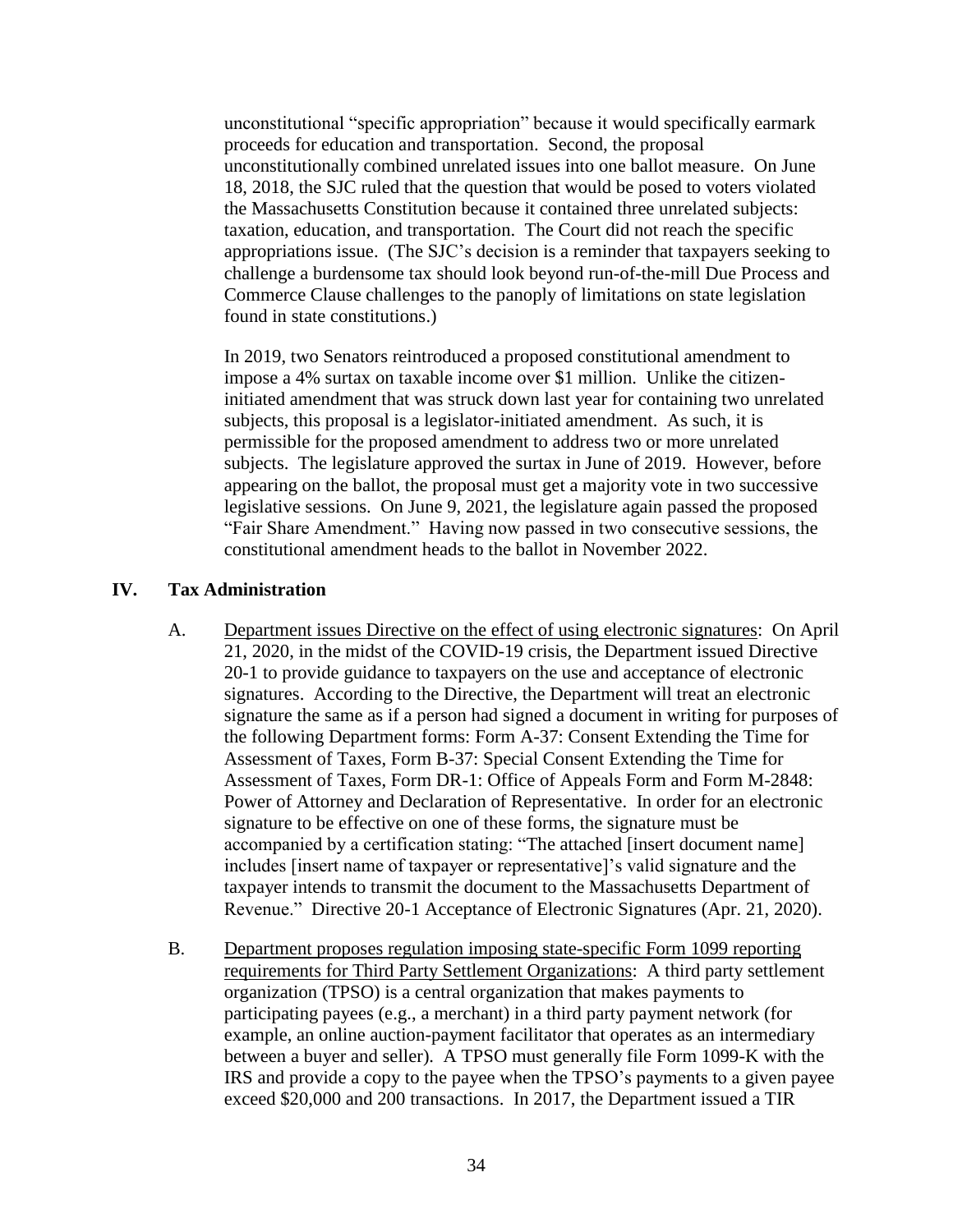unconstitutional "specific appropriation" because it would specifically earmark proceeds for education and transportation. Second, the proposal unconstitutionally combined unrelated issues into one ballot measure. On June 18, 2018, the SJC ruled that the question that would be posed to voters violated the Massachusetts Constitution because it contained three unrelated subjects: taxation, education, and transportation. The Court did not reach the specific appropriations issue. (The SJC's decision is a reminder that taxpayers seeking to challenge a burdensome tax should look beyond run-of-the-mill Due Process and Commerce Clause challenges to the panoply of limitations on state legislation found in state constitutions.)

In 2019, two Senators reintroduced a proposed constitutional amendment to impose a 4% surtax on taxable income over $1 million. Unlike the citizen-initiated amendment that was struck down last year for containing two unrelated subjects, this proposal is a legislator-initiated amendment. As such, it is permissible for the proposed amendment to address two or more unrelated subjects. The legislature approved the surtax in June of 2019. However, before appearing on the ballot, the proposal must get a majority vote in two successive legislative sessions. On June 9, 2021, the legislature again passed the proposed "Fair Share Amendment." Having now passed in two consecutive sessions, the constitutional amendment heads to the ballot in November 2022.

## IV. Tax Administration

A. <u>Department issues Directive on the effect of using electronic signatures</u>: On April 21, 2020, in the midst of the COVID-19 crisis, the Department issued Directive 20-1 to provide guidance to taxpayers on the use and acceptance of electronic signatures. According to the Directive, the Department will treat an electronic signature the same as if a person had signed a document in writing for purposes of the following Department forms: Form A-37: Consent Extending the Time for Assessment of Taxes, Form B-37: Special Consent Extending the Time for Assessment of Taxes, Form DR-1: Office of Appeals Form and Form M-2848: Power of Attorney and Declaration of Representative. In order for an electronic signature to be effective on one of these forms, the signature must be accompanied by a certification stating: "The attached [insert document name] includes [insert name of taxpayer or representative]'s valid signature and the taxpayer intends to transmit the document to the Massachusetts Department of Revenue." Directive 20-1 Acceptance of Electronic Signatures (Apr. 21, 2020).

B. <u>Department proposes regulation imposing state-specific Form 1099 reporting requirements for Third Party Settlement Organizations</u>: A third party settlement organization (TPSO) is a central organization that makes payments to participating payees (e.g., a merchant) in a third party payment network (for example, an online auction-payment facilitator that operates as an intermediary between a buyer and seller). A TPSO must generally file Form 1099-K with the IRS and provide a copy to the payee when the TPSO's payments to a given payee exceed $20,000 and 200 transactions. In 2017, the Department issued a TIR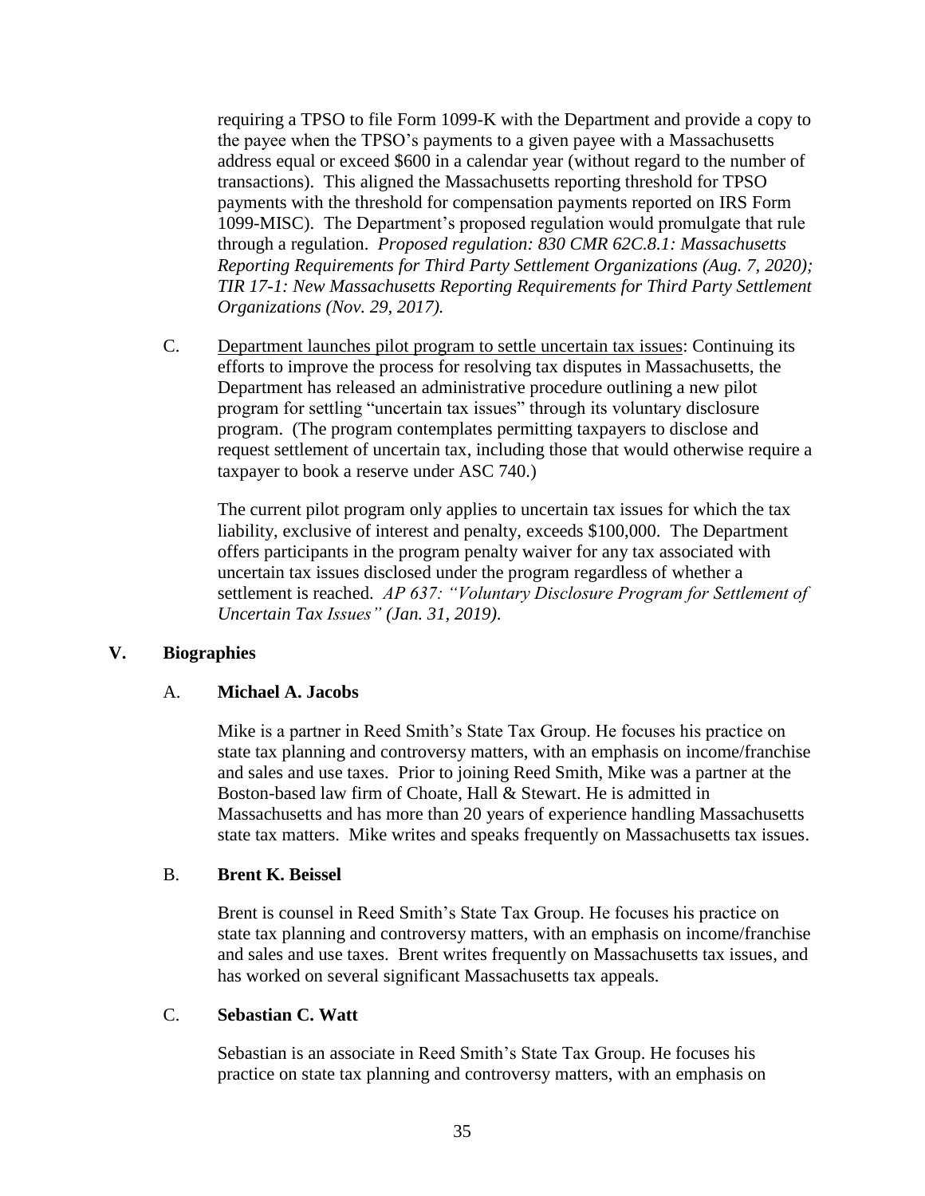requiring a TPSO to file Form 1099-K with the Department and provide a copy to the payee when the TPSO's payments to a given payee with a Massachusetts address equal or exceed $600 in a calendar year (without regard to the number of transactions). This aligned the Massachusetts reporting threshold for TPSO payments with the threshold for compensation payments reported on IRS Form 1099-MISC). The Department's proposed regulation would promulgate that rule through a regulation. *Proposed regulation: 830 CMR 62C.8.1: Massachusetts Reporting Requirements for Third Party Settlement Organizations (Aug. 7, 2020); TIR 17-1: New Massachusetts Reporting Requirements for Third Party Settlement Organizations (Nov. 29, 2017).*

C. <u>Department launches pilot program to settle uncertain tax issues</u>: Continuing its efforts to improve the process for resolving tax disputes in Massachusetts, the Department has released an administrative procedure outlining a new pilot program for settling "uncertain tax issues" through its voluntary disclosure program. (The program contemplates permitting taxpayers to disclose and request settlement of uncertain tax, including those that would otherwise require a taxpayer to book a reserve under ASC 740.)

The current pilot program only applies to uncertain tax issues for which the tax liability, exclusive of interest and penalty, exceeds $100,000. The Department offers participants in the program penalty waiver for any tax associated with uncertain tax issues disclosed under the program regardless of whether a settlement is reached. *AP 637: "Voluntary Disclosure Program for Settlement of Uncertain Tax Issues" (Jan. 31, 2019).*

## V. Biographies

### A. Michael A. Jacobs

Mike is a partner in Reed Smith's State Tax Group. He focuses his practice on state tax planning and controversy matters, with an emphasis on income/franchise and sales and use taxes. Prior to joining Reed Smith, Mike was a partner at the Boston-based law firm of Choate, Hall & Stewart. He is admitted in Massachusetts and has more than 20 years of experience handling Massachusetts state tax matters. Mike writes and speaks frequently on Massachusetts tax issues.

### B. Brent K. Beissel

Brent is counsel in Reed Smith's State Tax Group. He focuses his practice on state tax planning and controversy matters, with an emphasis on income/franchise and sales and use taxes. Brent writes frequently on Massachusetts tax issues, and has worked on several significant Massachusetts tax appeals.

### C. Sebastian C. Watt

Sebastian is an associate in Reed Smith's State Tax Group. He focuses his practice on state tax planning and controversy matters, with an emphasis on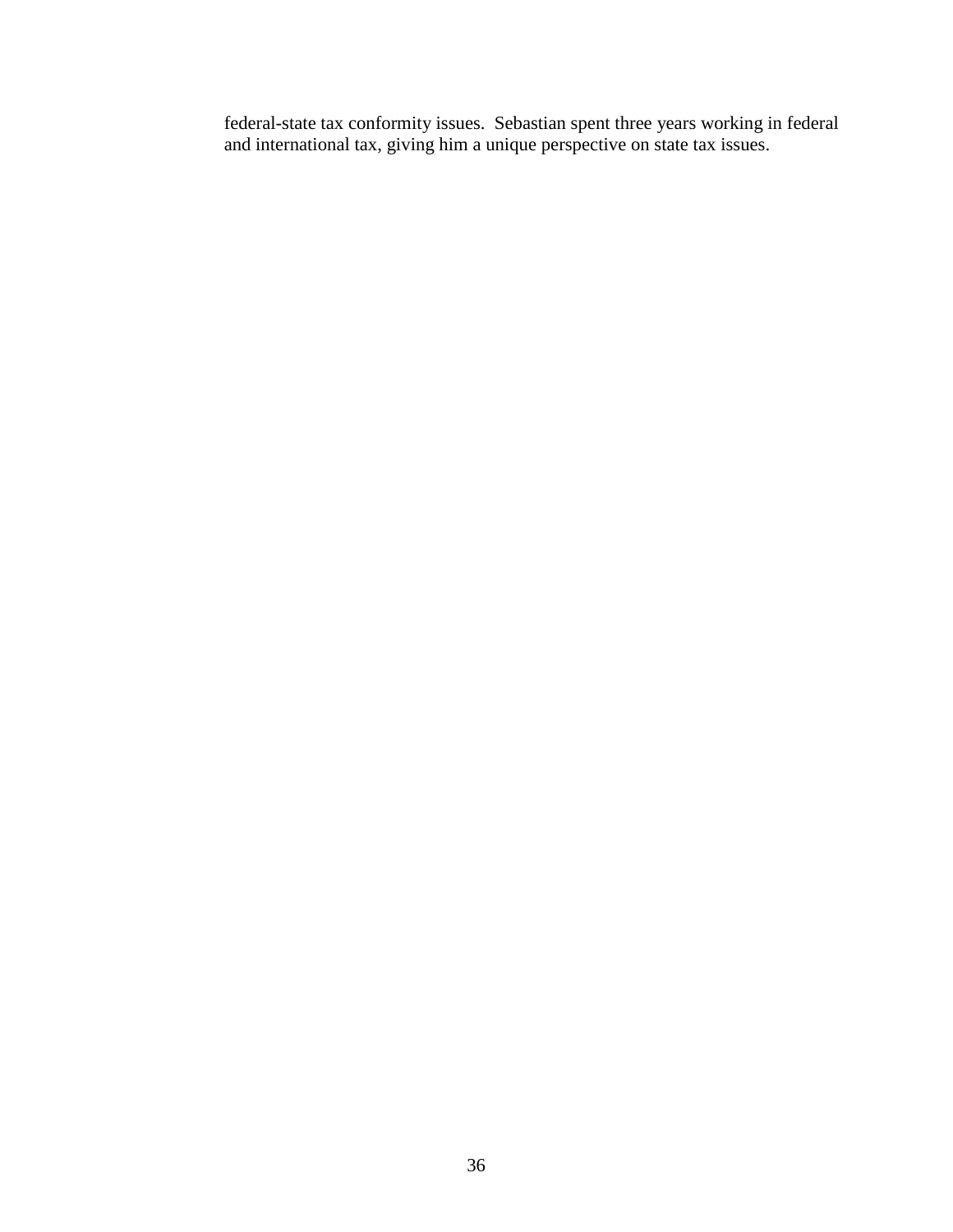federal-state tax conformity issues. Sebastian spent three years working in federal and international tax, giving him a unique perspective on state tax issues.